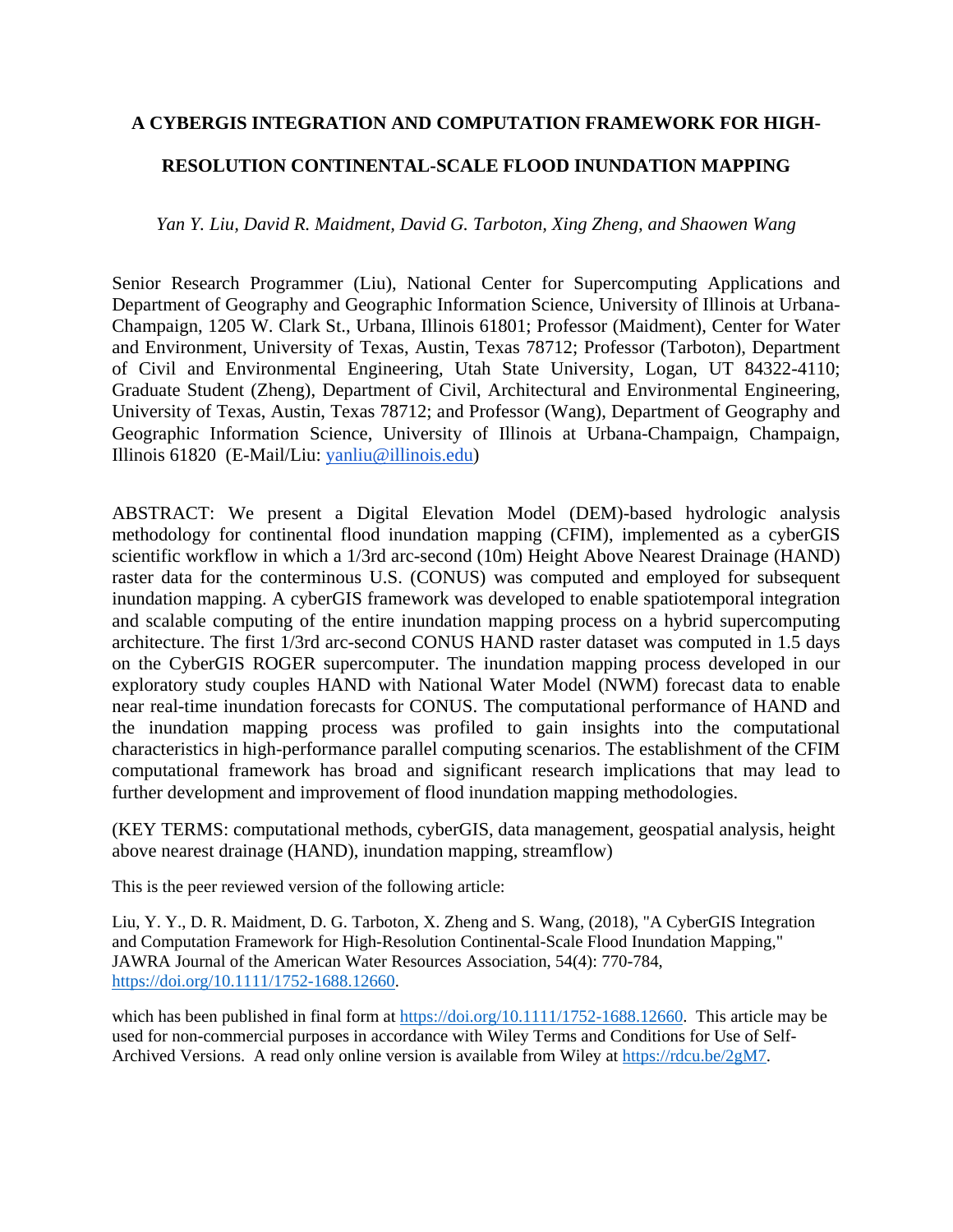# A CYBERGIS INTEGRATION AND COMPUTATION FRAMEWORK FOR HIGH-RESOLUTION CONTINENTAL-SCALE FLOOD INUNDATION MAPPING

*Yan Y. Liu, David R. Maidment, David G. Tarboton, Xing Zheng, and Shaowen Wang*

Senior Research Programmer (Liu), National Center for Supercomputing Applications and Department of Geography and Geographic Information Science, University of Illinois at Urbana-Champaign, 1205 W. Clark St., Urbana, Illinois 61801; Professor (Maidment), Center for Water and Environment, University of Texas, Austin, Texas 78712; Professor (Tarboton), Department of Civil and Environmental Engineering, Utah State University, Logan, UT 84322-4110; Graduate Student (Zheng), Department of Civil, Architectural and Environmental Engineering, University of Texas, Austin, Texas 78712; and Professor (Wang), Department of Geography and Geographic Information Science, University of Illinois at Urbana-Champaign, Champaign, Illinois 61820 (E-Mail/Liu: yanliu@illinois.edu)

ABSTRACT: We present a Digital Elevation Model (DEM)-based hydrologic analysis methodology for continental flood inundation mapping (CFIM), implemented as a cyberGIS scientific workflow in which a 1/3rd arc-second (10m) Height Above Nearest Drainage (HAND) raster data for the conterminous U.S. (CONUS) was computed and employed for subsequent inundation mapping. A cyberGIS framework was developed to enable spatiotemporal integration and scalable computing of the entire inundation mapping process on a hybrid supercomputing architecture. The first 1/3rd arc-second CONUS HAND raster dataset was computed in 1.5 days on the CyberGIS ROGER supercomputer. The inundation mapping process developed in our exploratory study couples HAND with National Water Model (NWM) forecast data to enable near real-time inundation forecasts for CONUS. The computational performance of HAND and the inundation mapping process was profiled to gain insights into the computational characteristics in high-performance parallel computing scenarios. The establishment of the CFIM computational framework has broad and significant research implications that may lead to further development and improvement of flood inundation mapping methodologies.

(KEY TERMS: computational methods, cyberGIS, data management, geospatial analysis, height above nearest drainage (HAND), inundation mapping, streamflow)

This is the peer reviewed version of the following article:

Liu, Y. Y., D. R. Maidment, D. G. Tarboton, X. Zheng and S. Wang, (2018), "A CyberGIS Integration and Computation Framework for High-Resolution Continental-Scale Flood Inundation Mapping," JAWRA Journal of the American Water Resources Association, 54(4): 770-784, https://doi.org/10.1111/1752-1688.12660.

which has been published in final form at https://doi.org/10.1111/1752-1688.12660. This article may be used for non-commercial purposes in accordance with Wiley Terms and Conditions for Use of Self-Archived Versions. A read only online version is available from Wiley at https://rdcu.be/2gM7.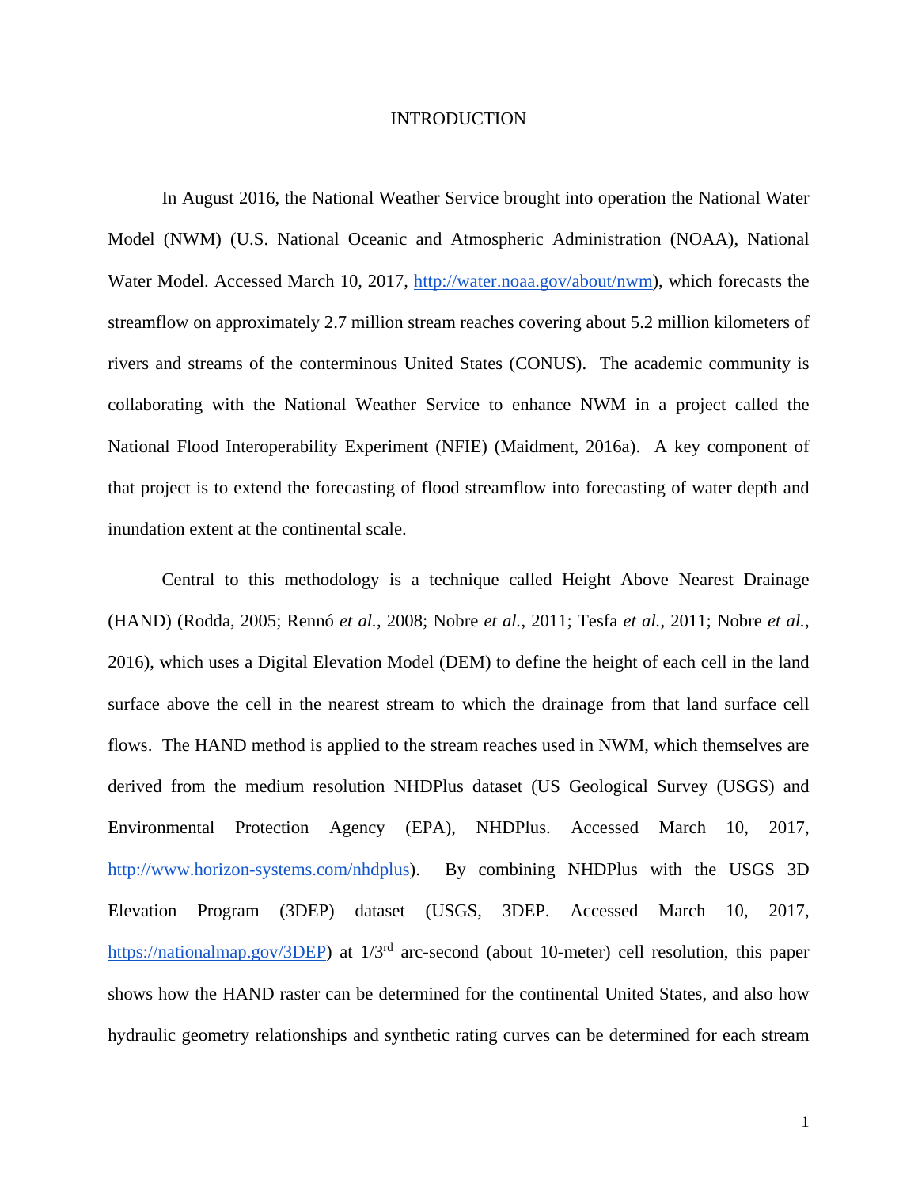# INTRODUCTION

In August 2016, the National Weather Service brought into operation the National Water Model (NWM) (U.S. National Oceanic and Atmospheric Administration (NOAA), National Water Model. Accessed March 10, 2017, http://water.noaa.gov/about/nwm), which forecasts the streamflow on approximately 2.7 million stream reaches covering about 5.2 million kilometers of rivers and streams of the conterminous United States (CONUS). The academic community is collaborating with the National Weather Service to enhance NWM in a project called the National Flood Interoperability Experiment (NFIE) (Maidment, 2016a). A key component of that project is to extend the forecasting of flood streamflow into forecasting of water depth and inundation extent at the continental scale.

Central to this methodology is a technique called Height Above Nearest Drainage (HAND) (Rodda, 2005; Rennó *et al.*, 2008; Nobre *et al.*, 2011; Tesfa *et al.*, 2011; Nobre *et al.*, 2016), which uses a Digital Elevation Model (DEM) to define the height of each cell in the land surface above the cell in the nearest stream to which the drainage from that land surface cell flows. The HAND method is applied to the stream reaches used in NWM, which themselves are derived from the medium resolution NHDPlus dataset (US Geological Survey (USGS) and Environmental Protection Agency (EPA), NHDPlus. Accessed March 10, 2017, http://www.horizon-systems.com/nhdplus). By combining NHDPlus with the USGS 3D Elevation Program (3DEP) dataset (USGS, 3DEP. Accessed March 10, 2017, https://nationalmap.gov/3DEP) at 1/3rd arc-second (about 10-meter) cell resolution, this paper shows how the HAND raster can be determined for the continental United States, and also how hydraulic geometry relationships and synthetic rating curves can be determined for each stream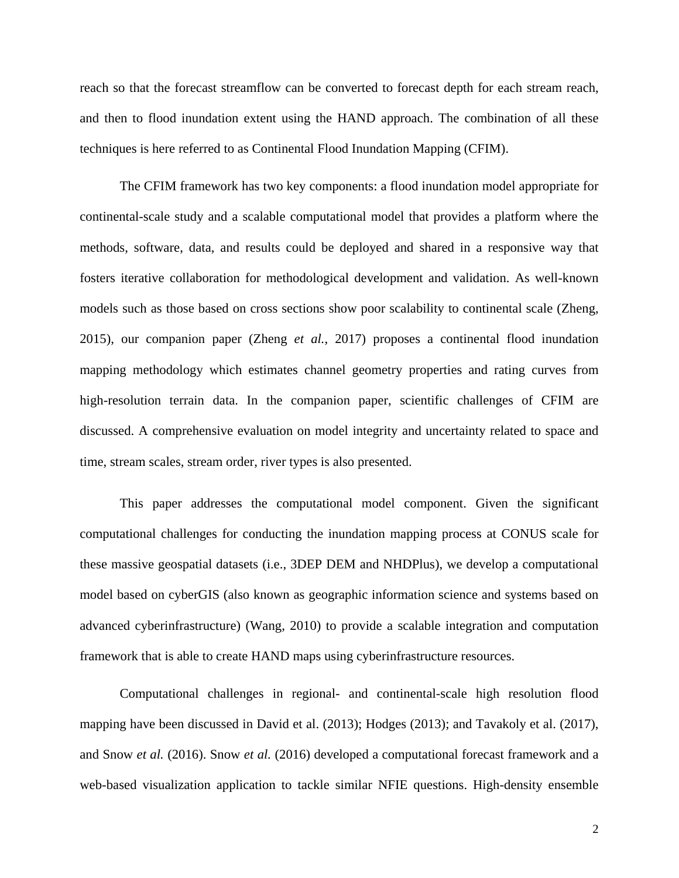reach so that the forecast streamflow can be converted to forecast depth for each stream reach, and then to flood inundation extent using the HAND approach. The combination of all these techniques is here referred to as Continental Flood Inundation Mapping (CFIM).

The CFIM framework has two key components: a flood inundation model appropriate for continental-scale study and a scalable computational model that provides a platform where the methods, software, data, and results could be deployed and shared in a responsive way that fosters iterative collaboration for methodological development and validation. As well-known models such as those based on cross sections show poor scalability to continental scale (Zheng, 2015), our companion paper (Zheng *et al.*, 2017) proposes a continental flood inundation mapping methodology which estimates channel geometry properties and rating curves from high-resolution terrain data. In the companion paper, scientific challenges of CFIM are discussed. A comprehensive evaluation on model integrity and uncertainty related to space and time, stream scales, stream order, river types is also presented.

This paper addresses the computational model component. Given the significant computational challenges for conducting the inundation mapping process at CONUS scale for these massive geospatial datasets (i.e., 3DEP DEM and NHDPlus), we develop a computational model based on cyberGIS (also known as geographic information science and systems based on advanced cyberinfrastructure) (Wang, 2010) to provide a scalable integration and computation framework that is able to create HAND maps using cyberinfrastructure resources.

Computational challenges in regional- and continental-scale high resolution flood mapping have been discussed in David et al. (2013); Hodges (2013); and Tavakoly et al. (2017), and Snow *et al.* (2016). Snow *et al.* (2016) developed a computational forecast framework and a web-based visualization application to tackle similar NFIE questions. High-density ensemble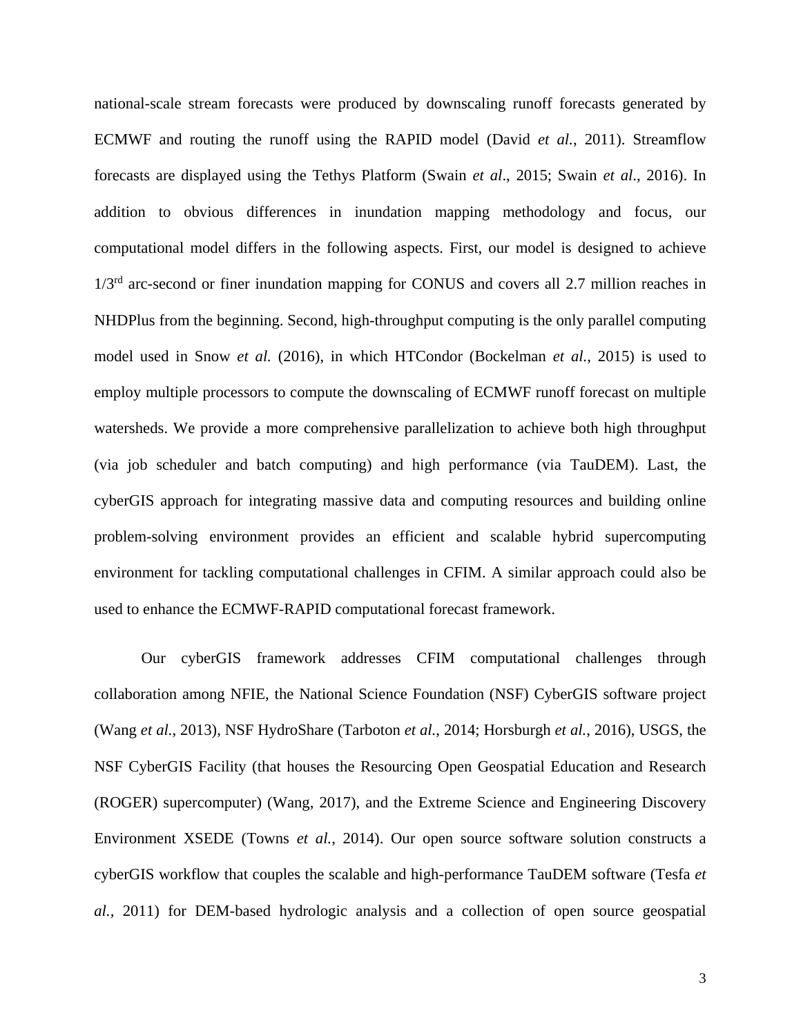national-scale stream forecasts were produced by downscaling runoff forecasts generated by ECMWF and routing the runoff using the RAPID model (David *et al.*, 2011). Streamflow forecasts are displayed using the Tethys Platform (Swain *et al*., 2015; Swain *et al*., 2016). In addition to obvious differences in inundation mapping methodology and focus, our computational model differs in the following aspects. First, our model is designed to achieve 1/3rd arc-second or finer inundation mapping for CONUS and covers all 2.7 million reaches in NHDPlus from the beginning. Second, high-throughput computing is the only parallel computing model used in Snow *et al.* (2016), in which HTCondor (Bockelman *et al.*, 2015) is used to employ multiple processors to compute the downscaling of ECMWF runoff forecast on multiple watersheds. We provide a more comprehensive parallelization to achieve both high throughput (via job scheduler and batch computing) and high performance (via TauDEM). Last, the cyberGIS approach for integrating massive data and computing resources and building online problem-solving environment provides an efficient and scalable hybrid supercomputing environment for tackling computational challenges in CFIM. A similar approach could also be used to enhance the ECMWF-RAPID computational forecast framework.

Our cyberGIS framework addresses CFIM computational challenges through collaboration among NFIE, the National Science Foundation (NSF) CyberGIS software project (Wang *et al.*, 2013), NSF HydroShare (Tarboton *et al.*, 2014; Horsburgh *et al.*, 2016), USGS, the NSF CyberGIS Facility (that houses the Resourcing Open Geospatial Education and Research (ROGER) supercomputer) (Wang, 2017), and the Extreme Science and Engineering Discovery Environment XSEDE (Towns *et al.*, 2014). Our open source software solution constructs a cyberGIS workflow that couples the scalable and high-performance TauDEM software (Tesfa *et al.*, 2011) for DEM-based hydrologic analysis and a collection of open source geospatial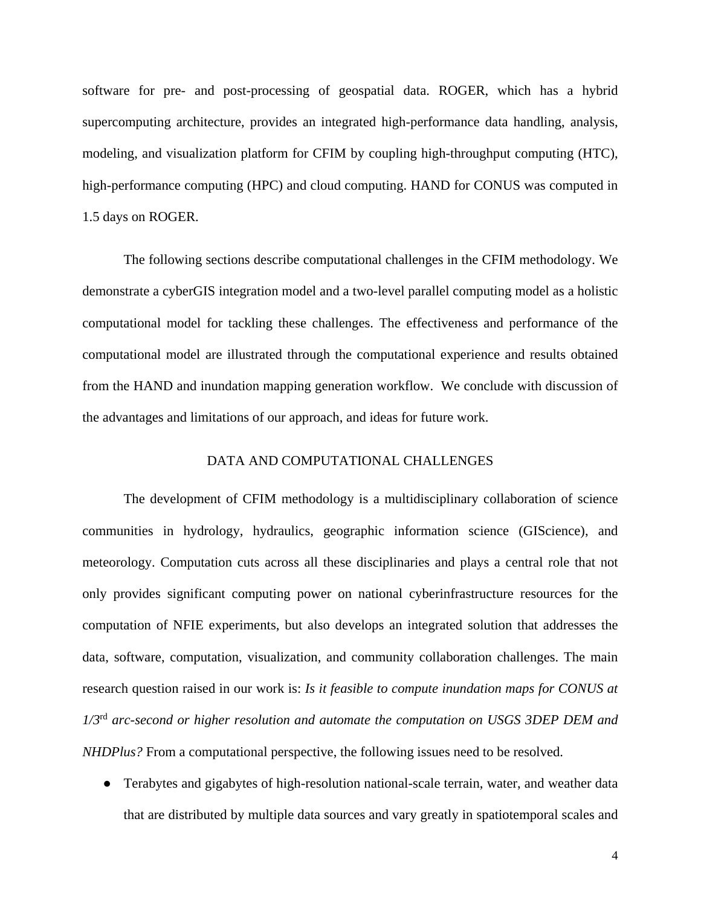software for pre- and post-processing of geospatial data. ROGER, which has a hybrid supercomputing architecture, provides an integrated high-performance data handling, analysis, modeling, and visualization platform for CFIM by coupling high-throughput computing (HTC), high-performance computing (HPC) and cloud computing. HAND for CONUS was computed in 1.5 days on ROGER.

The following sections describe computational challenges in the CFIM methodology. We demonstrate a cyberGIS integration model and a two-level parallel computing model as a holistic computational model for tackling these challenges. The effectiveness and performance of the computational model are illustrated through the computational experience and results obtained from the HAND and inundation mapping generation workflow. We conclude with discussion of the advantages and limitations of our approach, and ideas for future work.

## DATA AND COMPUTATIONAL CHALLENGES

The development of CFIM methodology is a multidisciplinary collaboration of science communities in hydrology, hydraulics, geographic information science (GIScience), and meteorology. Computation cuts across all these disciplinaries and plays a central role that not only provides significant computing power on national cyberinfrastructure resources for the computation of NFIE experiments, but also develops an integrated solution that addresses the data, software, computation, visualization, and community collaboration challenges. The main research question raised in our work is: *Is it feasible to compute inundation maps for CONUS at 1/3rd arc-second or higher resolution and automate the computation on USGS 3DEP DEM and NHDPlus?* From a computational perspective, the following issues need to be resolved.

- Terabytes and gigabytes of high-resolution national-scale terrain, water, and weather data that are distributed by multiple data sources and vary greatly in spatiotemporal scales and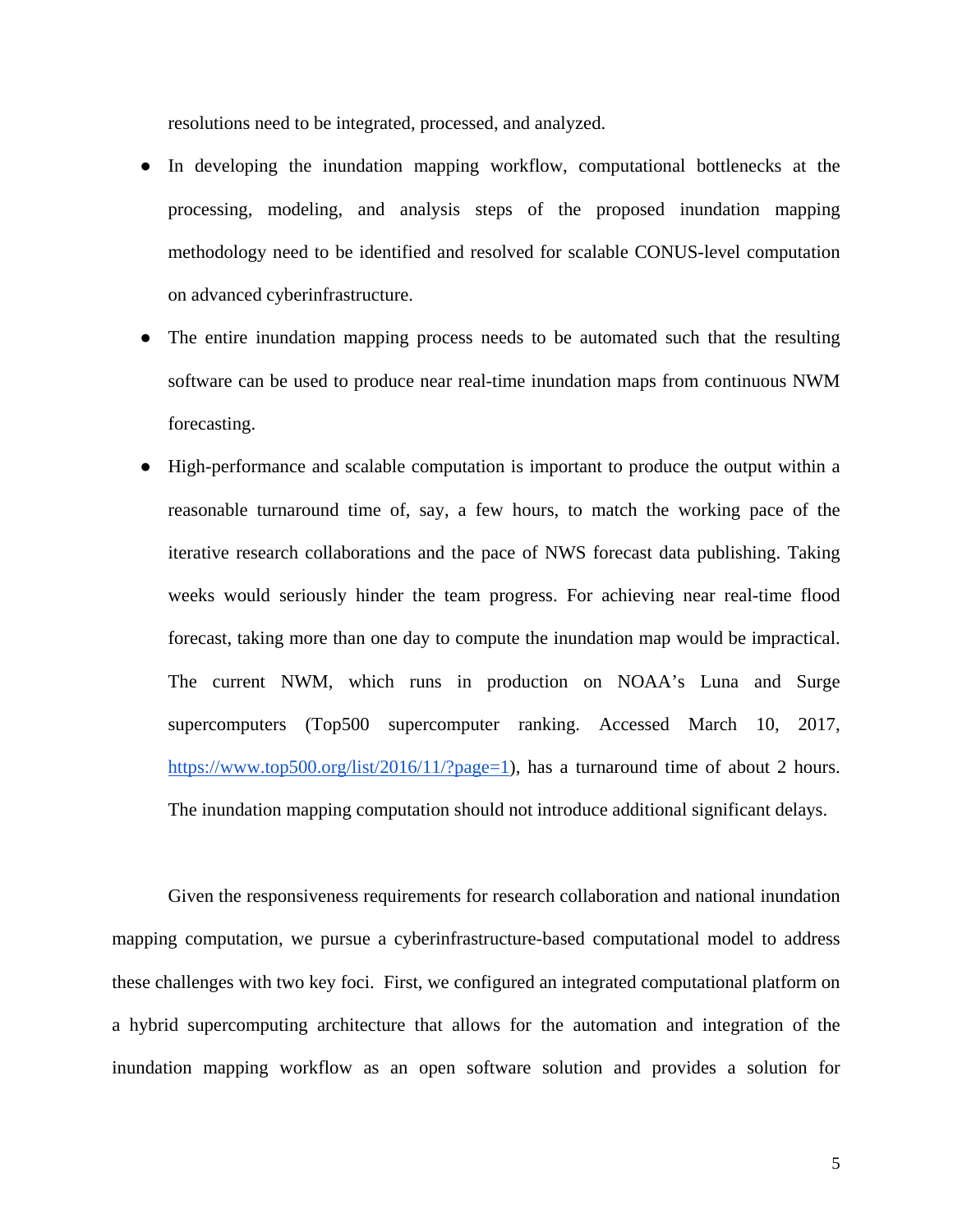resolutions need to be integrated, processed, and analyzed.

- In developing the inundation mapping workflow, computational bottlenecks at the processing, modeling, and analysis steps of the proposed inundation mapping methodology need to be identified and resolved for scalable CONUS-level computation on advanced cyberinfrastructure.
- The entire inundation mapping process needs to be automated such that the resulting software can be used to produce near real-time inundation maps from continuous NWM forecasting.
- High-performance and scalable computation is important to produce the output within a reasonable turnaround time of, say, a few hours, to match the working pace of the iterative research collaborations and the pace of NWS forecast data publishing. Taking weeks would seriously hinder the team progress. For achieving near real-time flood forecast, taking more than one day to compute the inundation map would be impractical. The current NWM, which runs in production on NOAA's Luna and Surge supercomputers (Top500 supercomputer ranking. Accessed March 10, 2017, [https://www.top500.org/list/2016/11/?page=1](https://www.top500.org/list/2016/11/?page=1)), has a turnaround time of about 2 hours. The inundation mapping computation should not introduce additional significant delays.

Given the responsiveness requirements for research collaboration and national inundation mapping computation, we pursue a cyberinfrastructure-based computational model to address these challenges with two key foci. First, we configured an integrated computational platform on a hybrid supercomputing architecture that allows for the automation and integration of the inundation mapping workflow as an open software solution and provides a solution for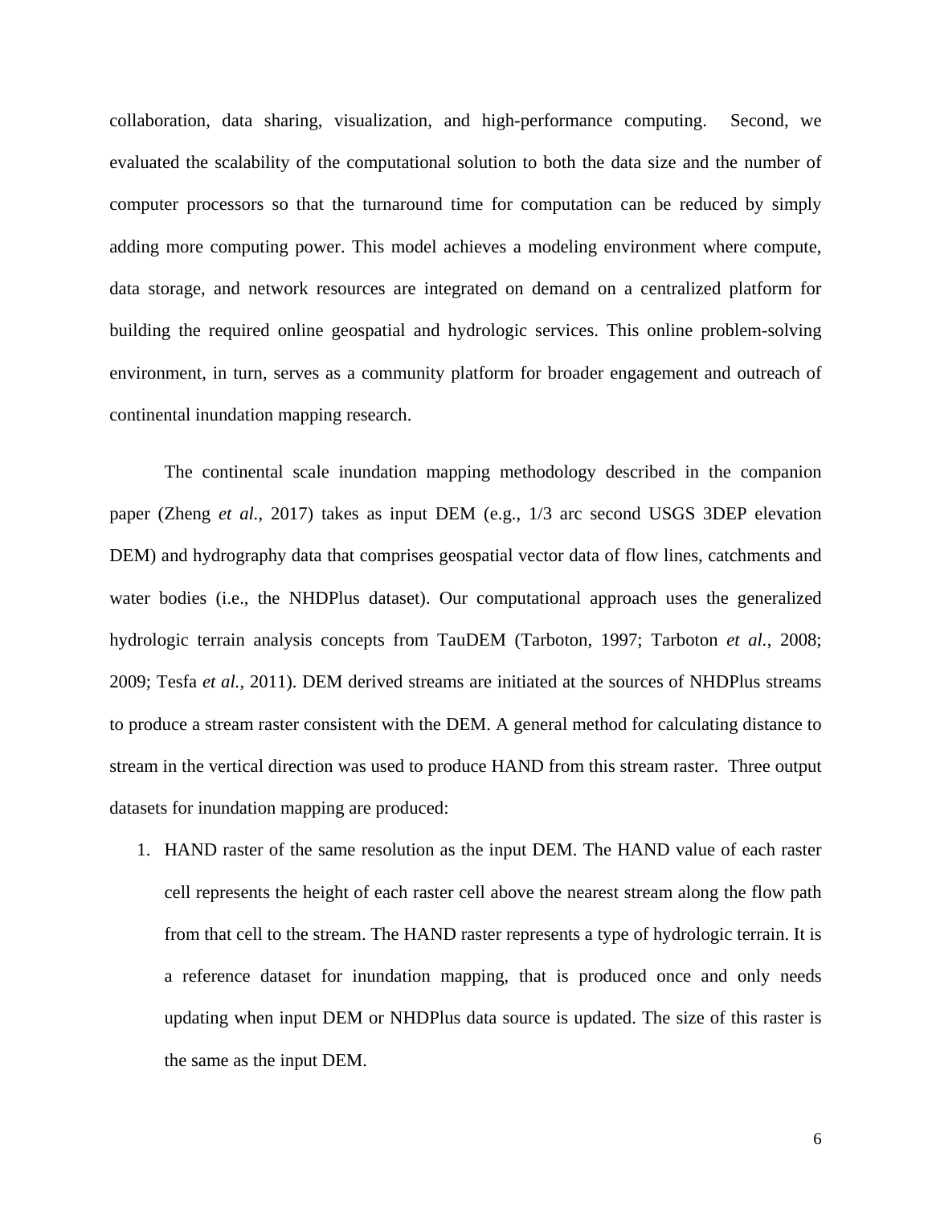collaboration, data sharing, visualization, and high-performance computing. Second, we evaluated the scalability of the computational solution to both the data size and the number of computer processors so that the turnaround time for computation can be reduced by simply adding more computing power. This model achieves a modeling environment where compute, data storage, and network resources are integrated on demand on a centralized platform for building the required online geospatial and hydrologic services. This online problem-solving environment, in turn, serves as a community platform for broader engagement and outreach of continental inundation mapping research.

The continental scale inundation mapping methodology described in the companion paper (Zheng *et al.*, 2017) takes as input DEM (e.g., 1/3 arc second USGS 3DEP elevation DEM) and hydrography data that comprises geospatial vector data of flow lines, catchments and water bodies (i.e., the NHDPlus dataset). Our computational approach uses the generalized hydrologic terrain analysis concepts from TauDEM (Tarboton, 1997; Tarboton *et al.*, 2008; 2009; Tesfa *et al.*, 2011). DEM derived streams are initiated at the sources of NHDPlus streams to produce a stream raster consistent with the DEM. A general method for calculating distance to stream in the vertical direction was used to produce HAND from this stream raster. Three output datasets for inundation mapping are produced:

1. HAND raster of the same resolution as the input DEM. The HAND value of each raster cell represents the height of each raster cell above the nearest stream along the flow path from that cell to the stream. The HAND raster represents a type of hydrologic terrain. It is a reference dataset for inundation mapping, that is produced once and only needs updating when input DEM or NHDPlus data source is updated. The size of this raster is the same as the input DEM.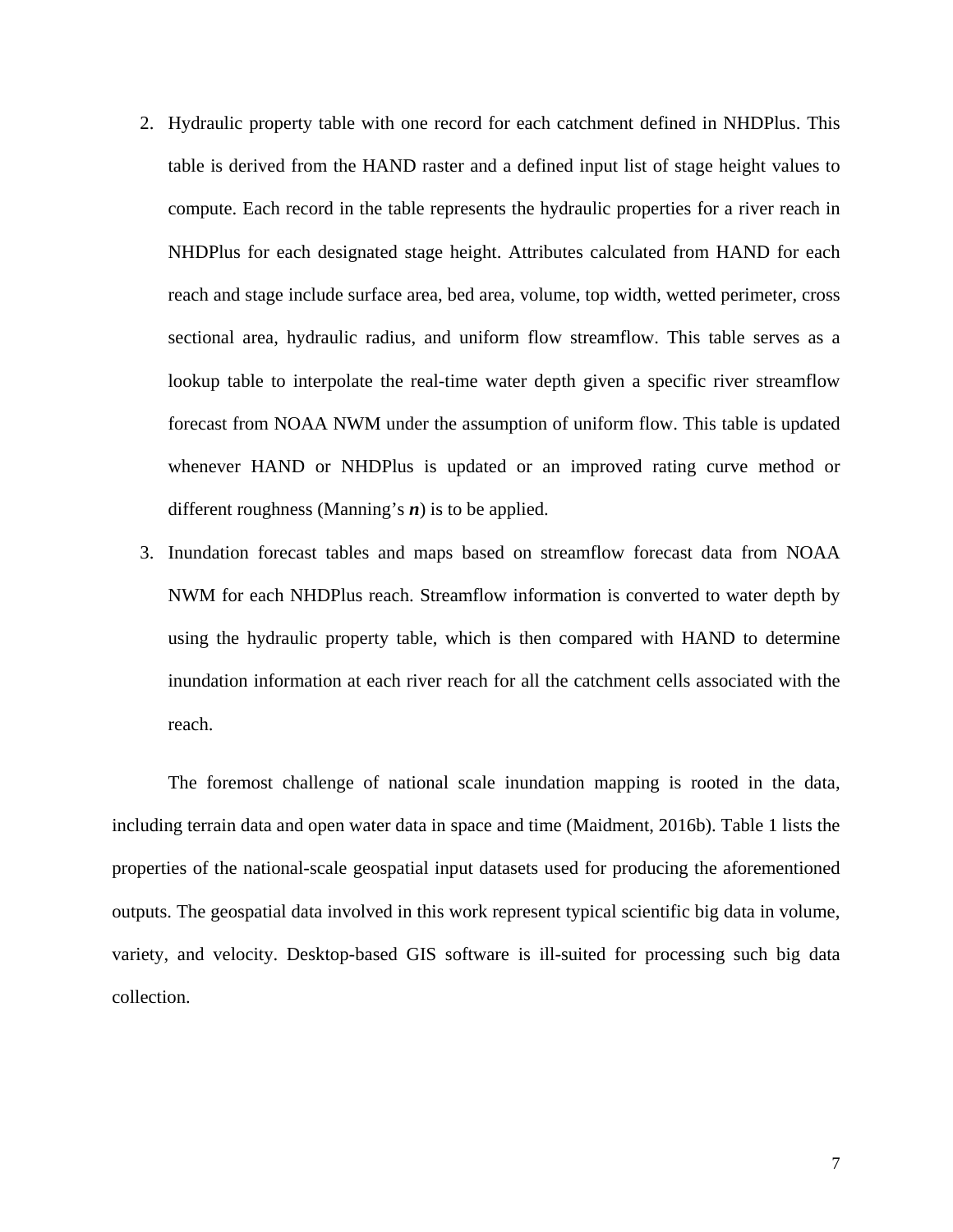2. Hydraulic property table with one record for each catchment defined in NHDPlus. This table is derived from the HAND raster and a defined input list of stage height values to compute. Each record in the table represents the hydraulic properties for a river reach in NHDPlus for each designated stage height. Attributes calculated from HAND for each reach and stage include surface area, bed area, volume, top width, wetted perimeter, cross sectional area, hydraulic radius, and uniform flow streamflow. This table serves as a lookup table to interpolate the real-time water depth given a specific river streamflow forecast from NOAA NWM under the assumption of uniform flow. This table is updated whenever HAND or NHDPlus is updated or an improved rating curve method or different roughness (Manning's ***n***) is to be applied.
3. Inundation forecast tables and maps based on streamflow forecast data from NOAA NWM for each NHDPlus reach. Streamflow information is converted to water depth by using the hydraulic property table, which is then compared with HAND to determine inundation information at each river reach for all the catchment cells associated with the reach.

The foremost challenge of national scale inundation mapping is rooted in the data, including terrain data and open water data in space and time (Maidment, 2016b). Table 1 lists the properties of the national-scale geospatial input datasets used for producing the aforementioned outputs. The geospatial data involved in this work represent typical scientific big data in volume, variety, and velocity. Desktop-based GIS software is ill-suited for processing such big data collection.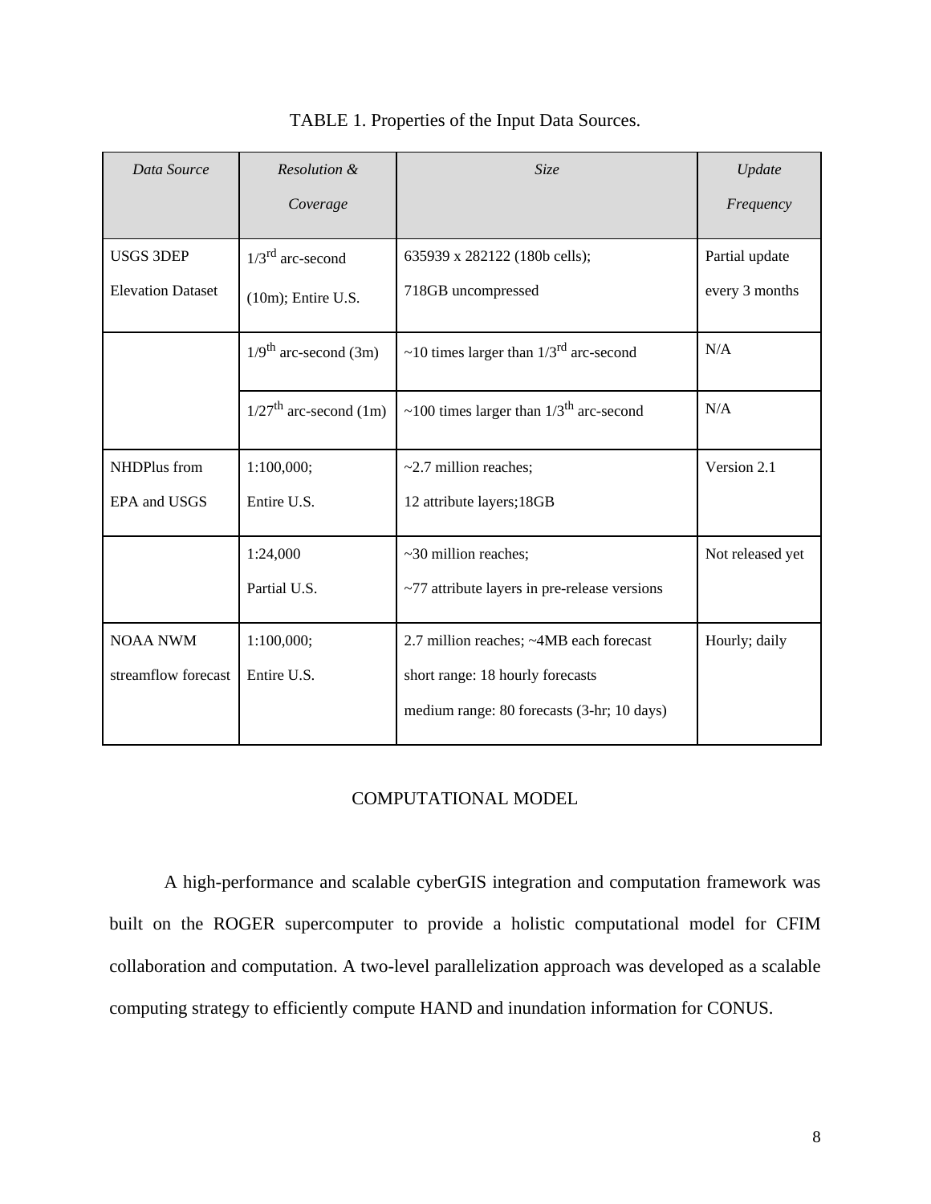TABLE 1. Properties of the Input Data Sources.

| *Data Source* | *Resolution & Coverage* | *Size* | *Update Frequency* |
|---|---|---|---|
| USGS 3DEP Elevation Dataset | 1/3rd arc-second (10m); Entire U.S. | 635939 x 282122 (180b cells); 718GB uncompressed | Partial update every 3 months |
| | 1/9th arc-second (3m) | ~10 times larger than 1/3rd arc-second | N/A |
| | 1/27th arc-second (1m) | ~100 times larger than 1/3th arc-second | N/A |
| NHDPlus from EPA and USGS | 1:100,000; Entire U.S. | ~2.7 million reaches; 12 attribute layers;18GB | Version 2.1 |
| | 1:24,000 Partial U.S. | ~30 million reaches; ~77 attribute layers in pre-release versions | Not released yet |
| NOAA NWM streamflow forecast | 1:100,000; Entire U.S. | 2.7 million reaches; ~4MB each forecast short range: 18 hourly forecasts medium range: 80 forecasts (3-hr; 10 days) | Hourly; daily |

## COMPUTATIONAL MODEL

A high-performance and scalable cyberGIS integration and computation framework was built on the ROGER supercomputer to provide a holistic computational model for CFIM collaboration and computation. A two-level parallelization approach was developed as a scalable computing strategy to efficiently compute HAND and inundation information for CONUS.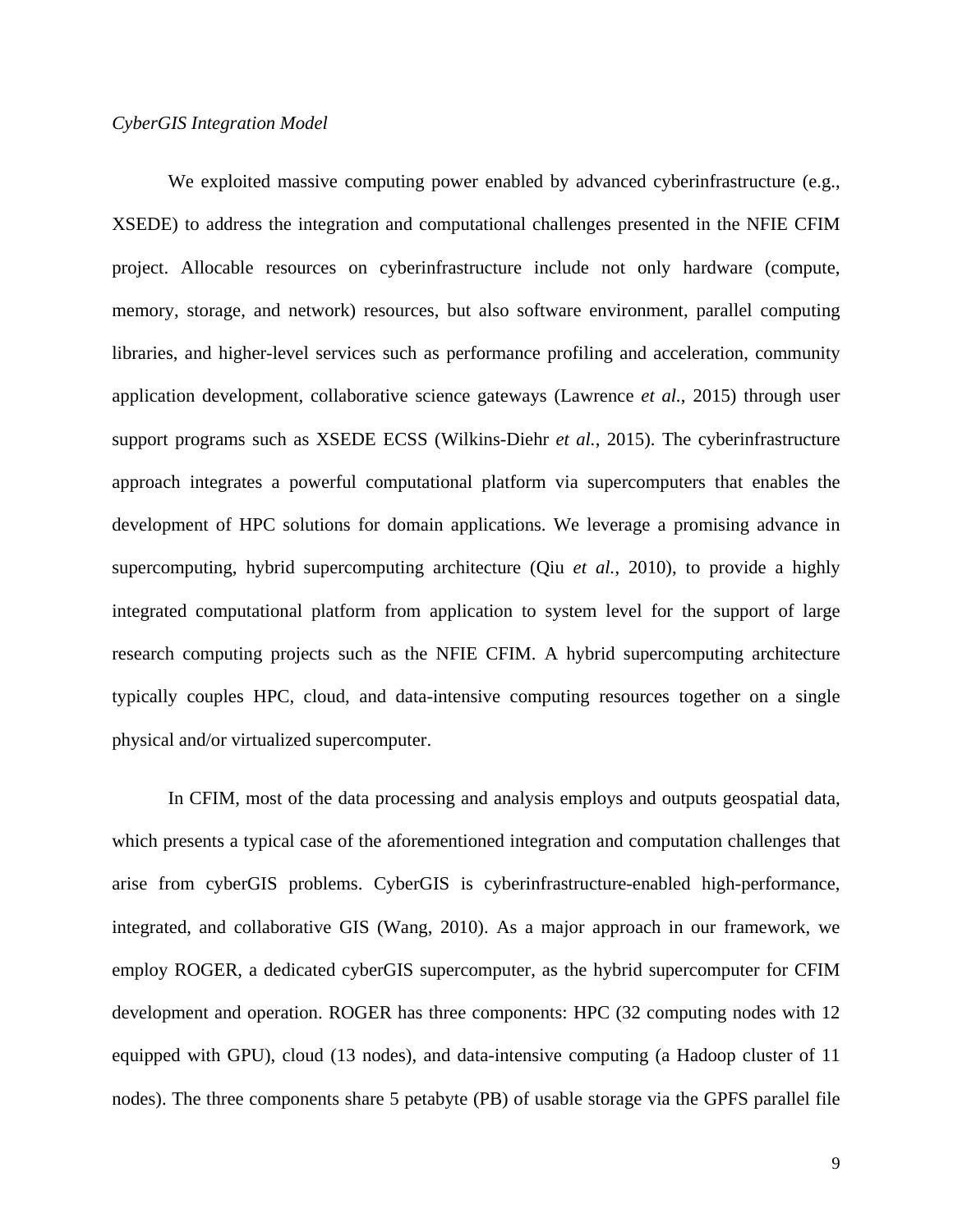*CyberGIS Integration Model*

We exploited massive computing power enabled by advanced cyberinfrastructure (e.g., XSEDE) to address the integration and computational challenges presented in the NFIE CFIM project. Allocable resources on cyberinfrastructure include not only hardware (compute, memory, storage, and network) resources, but also software environment, parallel computing libraries, and higher-level services such as performance profiling and acceleration, community application development, collaborative science gateways (Lawrence *et al.*, 2015) through user support programs such as XSEDE ECSS (Wilkins-Diehr *et al.*, 2015). The cyberinfrastructure approach integrates a powerful computational platform via supercomputers that enables the development of HPC solutions for domain applications. We leverage a promising advance in supercomputing, hybrid supercomputing architecture (Qiu *et al.*, 2010), to provide a highly integrated computational platform from application to system level for the support of large research computing projects such as the NFIE CFIM. A hybrid supercomputing architecture typically couples HPC, cloud, and data-intensive computing resources together on a single physical and/or virtualized supercomputer.

In CFIM, most of the data processing and analysis employs and outputs geospatial data, which presents a typical case of the aforementioned integration and computation challenges that arise from cyberGIS problems. CyberGIS is cyberinfrastructure-enabled high-performance, integrated, and collaborative GIS (Wang, 2010). As a major approach in our framework, we employ ROGER, a dedicated cyberGIS supercomputer, as the hybrid supercomputer for CFIM development and operation. ROGER has three components: HPC (32 computing nodes with 12 equipped with GPU), cloud (13 nodes), and data-intensive computing (a Hadoop cluster of 11 nodes). The three components share 5 petabyte (PB) of usable storage via the GPFS parallel file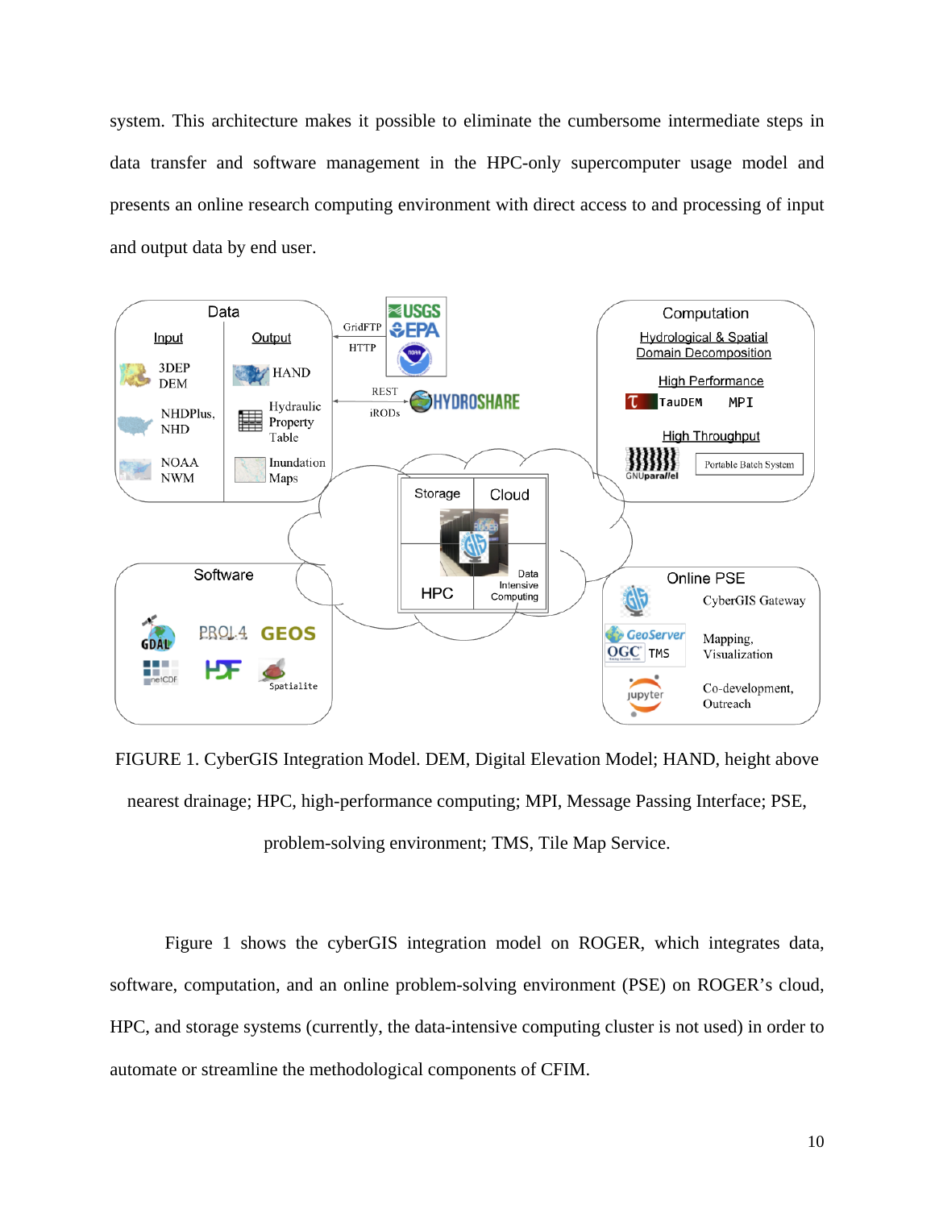system. This architecture makes it possible to eliminate the cumbersome intermediate steps in data transfer and software management in the HPC-only supercomputer usage model and presents an online research computing environment with direct access to and processing of input and output data by end user.

FIGURE 1. CyberGIS Integration Model. DEM, Digital Elevation Model; HAND, height above nearest drainage; HPC, high-performance computing; MPI, Message Passing Interface; PSE, problem-solving environment; TMS, Tile Map Service.

Figure 1 shows the cyberGIS integration model on ROGER, which integrates data, software, computation, and an online problem-solving environment (PSE) on ROGER's cloud, HPC, and storage systems (currently, the data-intensive computing cluster is not used) in order to automate or streamline the methodological components of CFIM.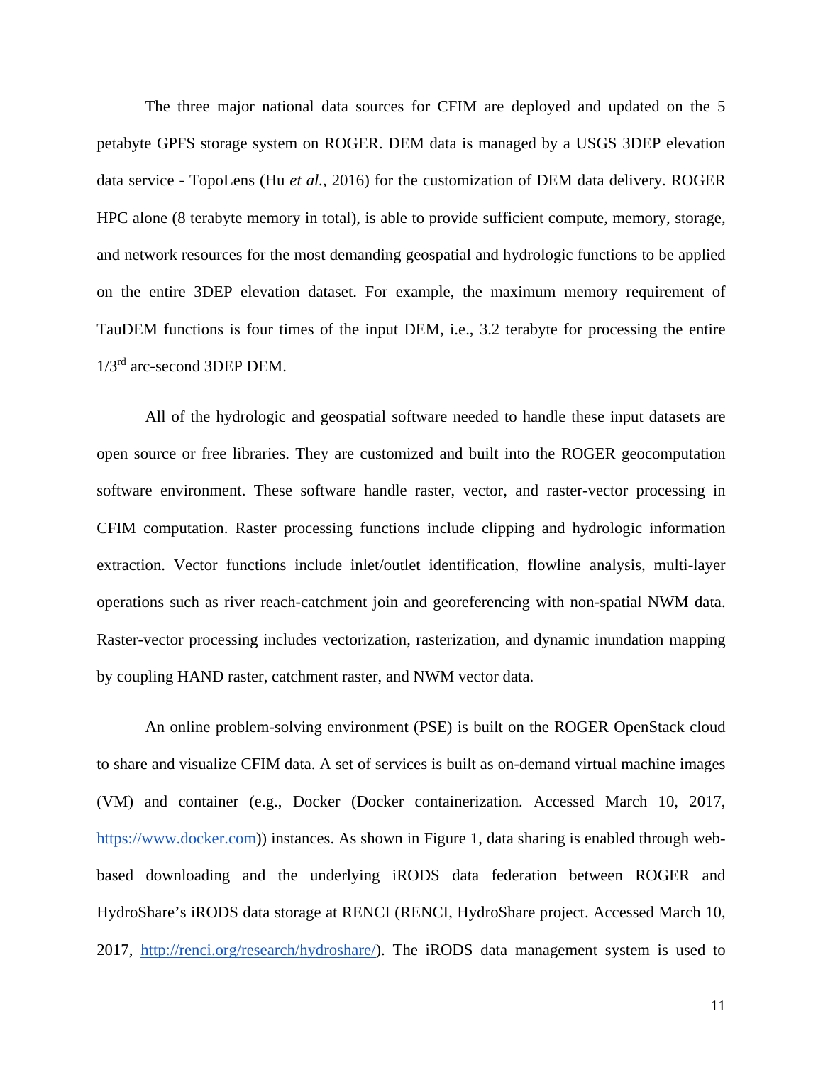The three major national data sources for CFIM are deployed and updated on the 5 petabyte GPFS storage system on ROGER. DEM data is managed by a USGS 3DEP elevation data service - TopoLens (Hu *et al.*, 2016) for the customization of DEM data delivery. ROGER HPC alone (8 terabyte memory in total), is able to provide sufficient compute, memory, storage, and network resources for the most demanding geospatial and hydrologic functions to be applied on the entire 3DEP elevation dataset. For example, the maximum memory requirement of TauDEM functions is four times of the input DEM, i.e., 3.2 terabyte for processing the entire 1/3$^{rd}$ arc-second 3DEP DEM.

All of the hydrologic and geospatial software needed to handle these input datasets are open source or free libraries. They are customized and built into the ROGER geocomputation software environment. These software handle raster, vector, and raster-vector processing in CFIM computation. Raster processing functions include clipping and hydrologic information extraction. Vector functions include inlet/outlet identification, flowline analysis, multi-layer operations such as river reach-catchment join and georeferencing with non-spatial NWM data. Raster-vector processing includes vectorization, rasterization, and dynamic inundation mapping by coupling HAND raster, catchment raster, and NWM vector data.

An online problem-solving environment (PSE) is built on the ROGER OpenStack cloud to share and visualize CFIM data. A set of services is built as on-demand virtual machine images (VM) and container (e.g., Docker (Docker containerization. Accessed March 10, 2017, https://www.docker.com)) instances. As shown in Figure 1, data sharing is enabled through web-based downloading and the underlying iRODS data federation between ROGER and HydroShare's iRODS data storage at RENCI (RENCI, HydroShare project. Accessed March 10, 2017, http://renci.org/research/hydroshare/). The iRODS data management system is used to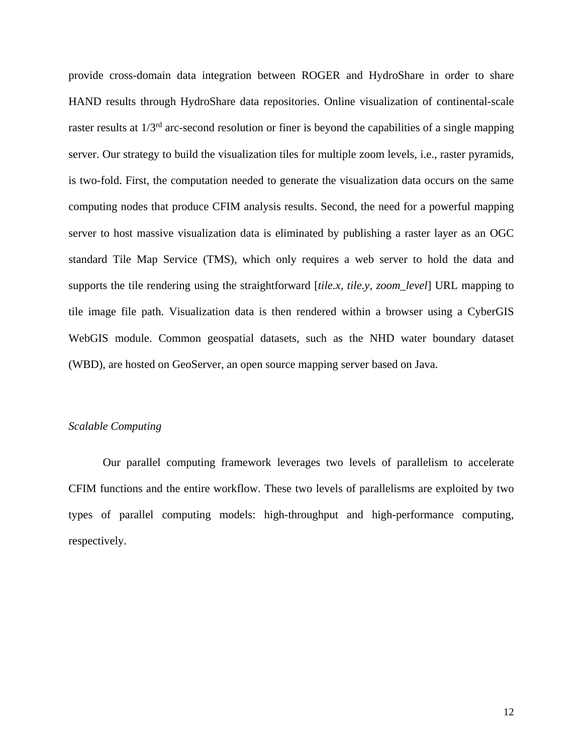provide cross-domain data integration between ROGER and HydroShare in order to share HAND results through HydroShare data repositories. Online visualization of continental-scale raster results at 1/3$^{rd}$ arc-second resolution or finer is beyond the capabilities of a single mapping server. Our strategy to build the visualization tiles for multiple zoom levels, i.e., raster pyramids, is two-fold. First, the computation needed to generate the visualization data occurs on the same computing nodes that produce CFIM analysis results. Second, the need for a powerful mapping server to host massive visualization data is eliminated by publishing a raster layer as an OGC standard Tile Map Service (TMS), which only requires a web server to hold the data and supports the tile rendering using the straightforward [*tile.x, tile.y, zoom_level*] URL mapping to tile image file path. Visualization data is then rendered within a browser using a CyberGIS WebGIS module. Common geospatial datasets, such as the NHD water boundary dataset (WBD), are hosted on GeoServer, an open source mapping server based on Java.

*Scalable Computing*

Our parallel computing framework leverages two levels of parallelism to accelerate CFIM functions and the entire workflow. These two levels of parallelisms are exploited by two types of parallel computing models: high-throughput and high-performance computing, respectively.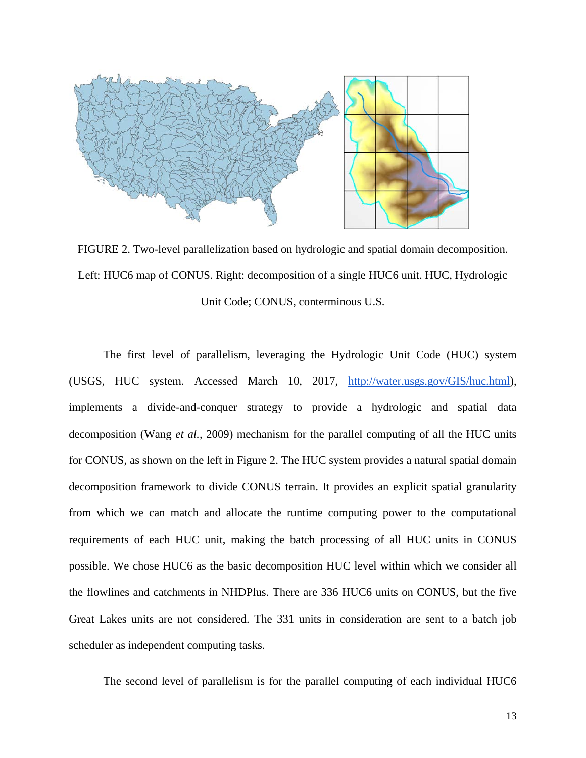FIGURE 2. Two-level parallelization based on hydrologic and spatial domain decomposition. Left: HUC6 map of CONUS. Right: decomposition of a single HUC6 unit. HUC, Hydrologic Unit Code; CONUS, conterminous U.S.

The first level of parallelism, leveraging the Hydrologic Unit Code (HUC) system (USGS, HUC system. Accessed March 10, 2017, http://water.usgs.gov/GIS/huc.html), implements a divide-and-conquer strategy to provide a hydrologic and spatial data decomposition (Wang *et al.*, 2009) mechanism for the parallel computing of all the HUC units for CONUS, as shown on the left in Figure 2. The HUC system provides a natural spatial domain decomposition framework to divide CONUS terrain. It provides an explicit spatial granularity from which we can match and allocate the runtime computing power to the computational requirements of each HUC unit, making the batch processing of all HUC units in CONUS possible. We chose HUC6 as the basic decomposition HUC level within which we consider all the flowlines and catchments in NHDPlus. There are 336 HUC6 units on CONUS, but the five Great Lakes units are not considered. The 331 units in consideration are sent to a batch job scheduler as independent computing tasks.

The second level of parallelism is for the parallel computing of each individual HUC6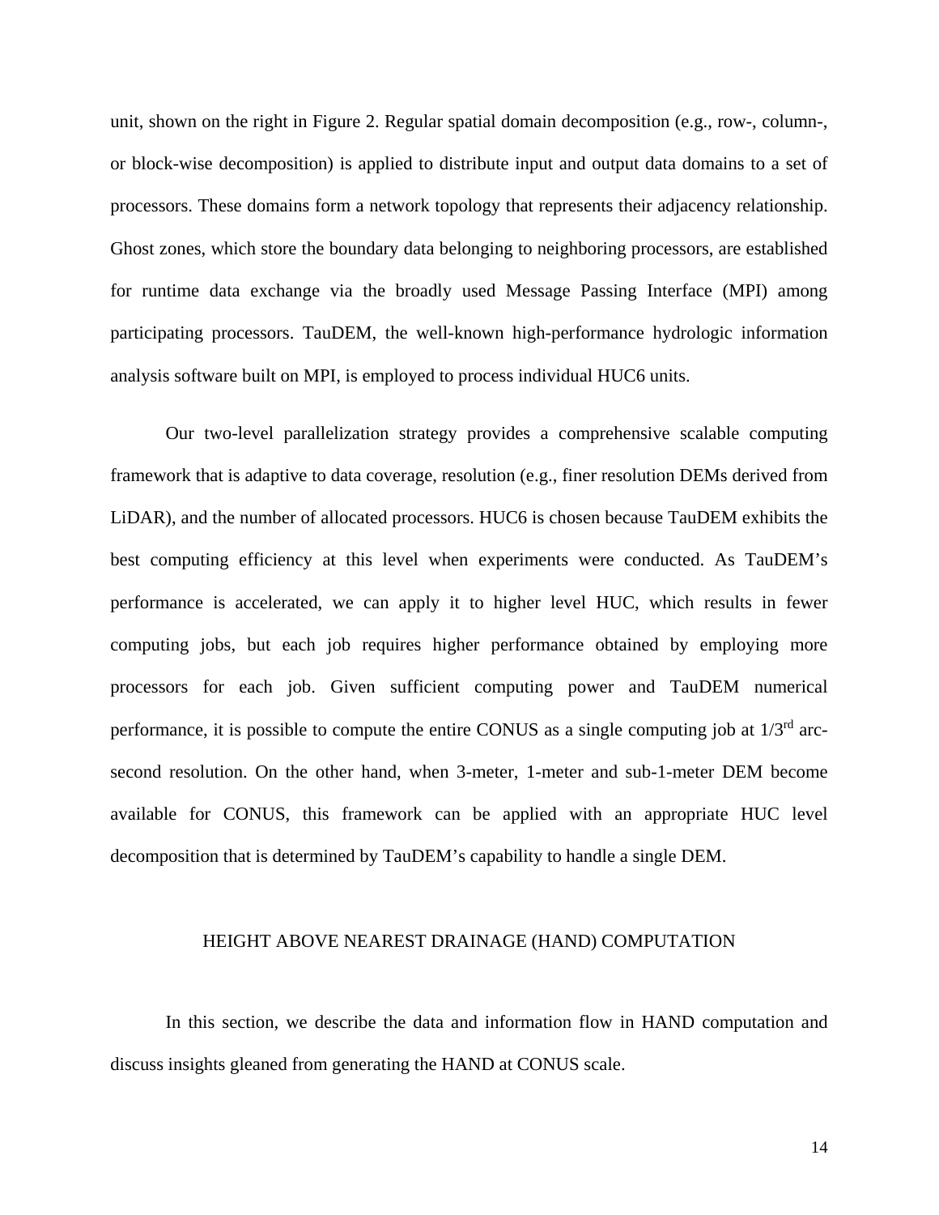unit, shown on the right in Figure 2. Regular spatial domain decomposition (e.g., row-, column-, or block-wise decomposition) is applied to distribute input and output data domains to a set of processors. These domains form a network topology that represents their adjacency relationship. Ghost zones, which store the boundary data belonging to neighboring processors, are established for runtime data exchange via the broadly used Message Passing Interface (MPI) among participating processors. TauDEM, the well-known high-performance hydrologic information analysis software built on MPI, is employed to process individual HUC6 units.

Our two-level parallelization strategy provides a comprehensive scalable computing framework that is adaptive to data coverage, resolution (e.g., finer resolution DEMs derived from LiDAR), and the number of allocated processors. HUC6 is chosen because TauDEM exhibits the best computing efficiency at this level when experiments were conducted. As TauDEM's performance is accelerated, we can apply it to higher level HUC, which results in fewer computing jobs, but each job requires higher performance obtained by employing more processors for each job. Given sufficient computing power and TauDEM numerical performance, it is possible to compute the entire CONUS as a single computing job at 1/3rd arc-second resolution. On the other hand, when 3-meter, 1-meter and sub-1-meter DEM become available for CONUS, this framework can be applied with an appropriate HUC level decomposition that is determined by TauDEM's capability to handle a single DEM.

## HEIGHT ABOVE NEAREST DRAINAGE (HAND) COMPUTATION

In this section, we describe the data and information flow in HAND computation and discuss insights gleaned from generating the HAND at CONUS scale.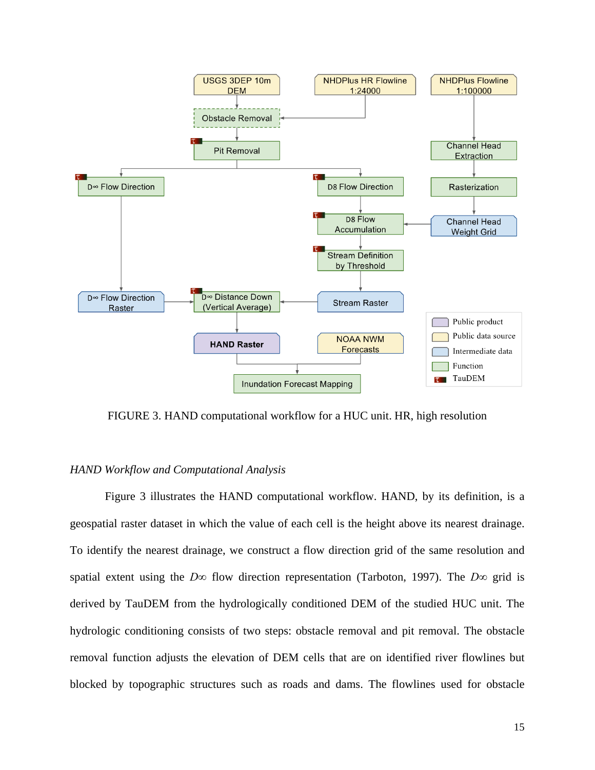FIGURE 3. HAND computational workflow for a HUC unit. HR, high resolution

*HAND Workflow and Computational Analysis*

Figure 3 illustrates the HAND computational workflow. HAND, by its definition, is a geospatial raster dataset in which the value of each cell is the height above its nearest drainage. To identify the nearest drainage, we construct a flow direction grid of the same resolution and spatial extent using the *D∞* flow direction representation (Tarboton, 1997). The *D∞* grid is derived by TauDEM from the hydrologically conditioned DEM of the studied HUC unit. The hydrologic conditioning consists of two steps: obstacle removal and pit removal. The obstacle removal function adjusts the elevation of DEM cells that are on identified river flowlines but blocked by topographic structures such as roads and dams. The flowlines used for obstacle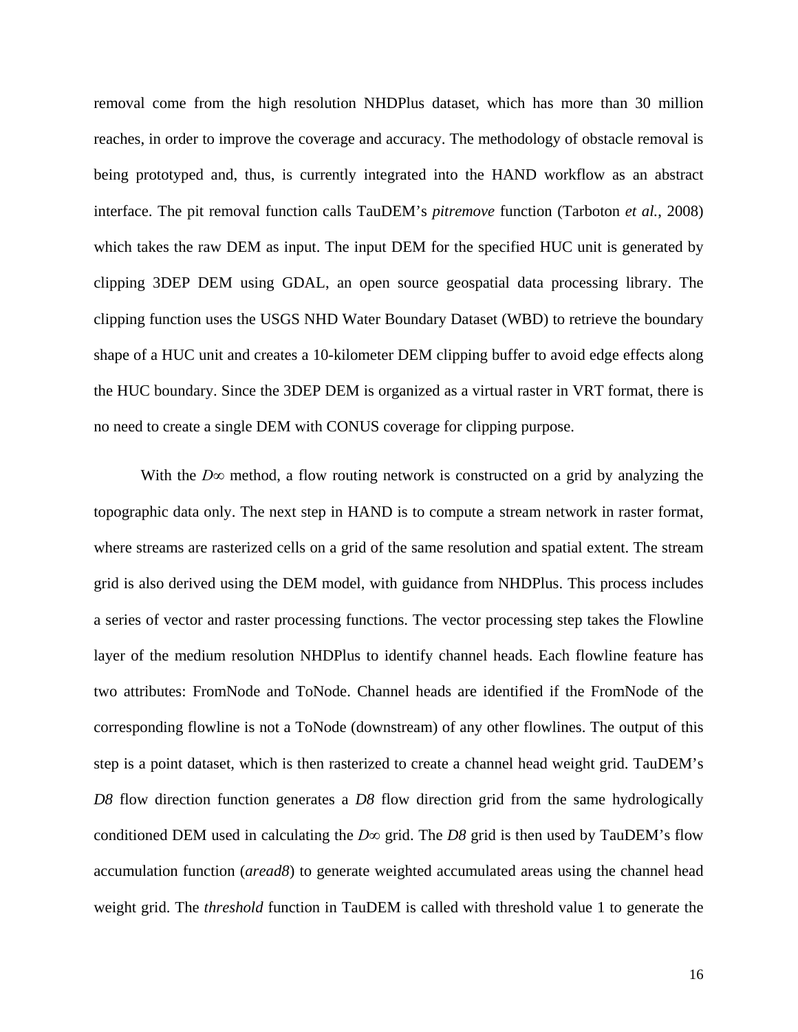removal come from the high resolution NHDPlus dataset, which has more than 30 million reaches, in order to improve the coverage and accuracy. The methodology of obstacle removal is being prototyped and, thus, is currently integrated into the HAND workflow as an abstract interface. The pit removal function calls TauDEM's *pitremove* function (Tarboton *et al.*, 2008) which takes the raw DEM as input. The input DEM for the specified HUC unit is generated by clipping 3DEP DEM using GDAL, an open source geospatial data processing library. The clipping function uses the USGS NHD Water Boundary Dataset (WBD) to retrieve the boundary shape of a HUC unit and creates a 10-kilometer DEM clipping buffer to avoid edge effects along the HUC boundary. Since the 3DEP DEM is organized as a virtual raster in VRT format, there is no need to create a single DEM with CONUS coverage for clipping purpose.

With the $D\infty$ method, a flow routing network is constructed on a grid by analyzing the topographic data only. The next step in HAND is to compute a stream network in raster format, where streams are rasterized cells on a grid of the same resolution and spatial extent. The stream grid is also derived using the DEM model, with guidance from NHDPlus. This process includes a series of vector and raster processing functions. The vector processing step takes the Flowline layer of the medium resolution NHDPlus to identify channel heads. Each flowline feature has two attributes: FromNode and ToNode. Channel heads are identified if the FromNode of the corresponding flowline is not a ToNode (downstream) of any other flowlines. The output of this step is a point dataset, which is then rasterized to create a channel head weight grid. TauDEM's *D8* flow direction function generates a *D8* flow direction grid from the same hydrologically conditioned DEM used in calculating the $D\infty$ grid. The *D8* grid is then used by TauDEM's flow accumulation function (*aread8*) to generate weighted accumulated areas using the channel head weight grid. The *threshold* function in TauDEM is called with threshold value 1 to generate the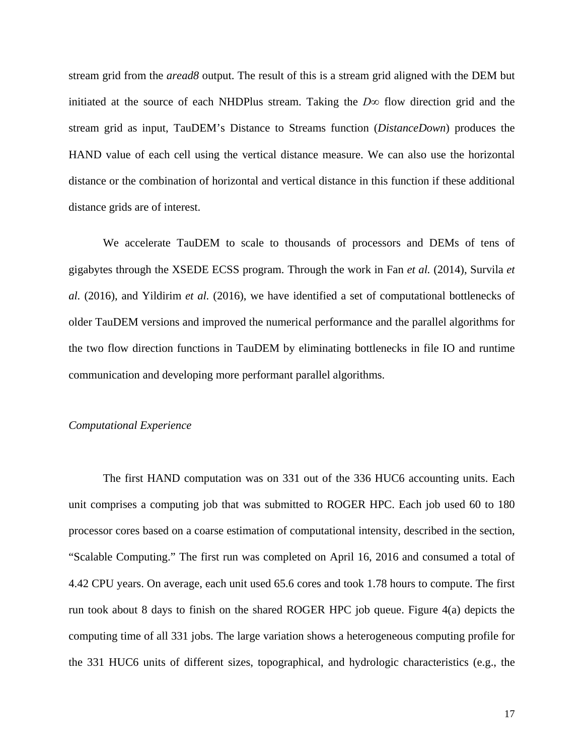stream grid from the *aread8* output. The result of this is a stream grid aligned with the DEM but initiated at the source of each NHDPlus stream. Taking the *D*∞ flow direction grid and the stream grid as input, TauDEM's Distance to Streams function (*DistanceDown*) produces the HAND value of each cell using the vertical distance measure. We can also use the horizontal distance or the combination of horizontal and vertical distance in this function if these additional distance grids are of interest.

We accelerate TauDEM to scale to thousands of processors and DEMs of tens of gigabytes through the XSEDE ECSS program. Through the work in Fan *et al.* (2014), Survila *et al.* (2016), and Yildirim *et al.* (2016), we have identified a set of computational bottlenecks of older TauDEM versions and improved the numerical performance and the parallel algorithms for the two flow direction functions in TauDEM by eliminating bottlenecks in file IO and runtime communication and developing more performant parallel algorithms.

*Computational Experience*

The first HAND computation was on 331 out of the 336 HUC6 accounting units. Each unit comprises a computing job that was submitted to ROGER HPC. Each job used 60 to 180 processor cores based on a coarse estimation of computational intensity, described in the section, "Scalable Computing." The first run was completed on April 16, 2016 and consumed a total of 4.42 CPU years. On average, each unit used 65.6 cores and took 1.78 hours to compute. The first run took about 8 days to finish on the shared ROGER HPC job queue. Figure 4(a) depicts the computing time of all 331 jobs. The large variation shows a heterogeneous computing profile for the 331 HUC6 units of different sizes, topographical, and hydrologic characteristics (e.g., the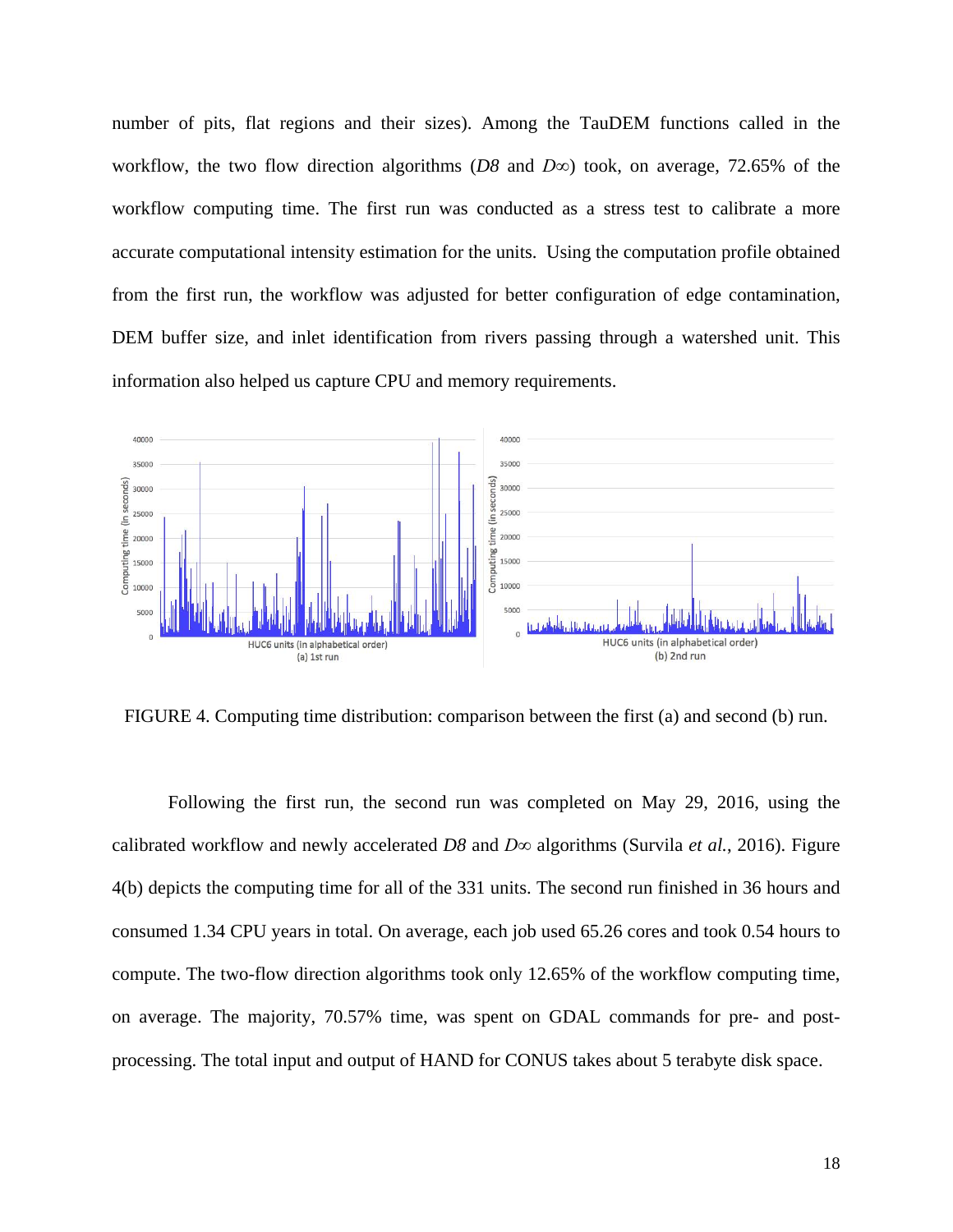number of pits, flat regions and their sizes). Among the TauDEM functions called in the workflow, the two flow direction algorithms (*D8* and *D∞*) took, on average, 72.65% of the workflow computing time. The first run was conducted as a stress test to calibrate a more accurate computational intensity estimation for the units. Using the computation profile obtained from the first run, the workflow was adjusted for better configuration of edge contamination, DEM buffer size, and inlet identification from rivers passing through a watershed unit. This information also helped us capture CPU and memory requirements.

FIGURE 4. Computing time distribution: comparison between the first (a) and second (b) run.

Following the first run, the second run was completed on May 29, 2016, using the calibrated workflow and newly accelerated *D8* and *D∞* algorithms (Survila *et al.*, 2016). Figure 4(b) depicts the computing time for all of the 331 units. The second run finished in 36 hours and consumed 1.34 CPU years in total. On average, each job used 65.26 cores and took 0.54 hours to compute. The two-flow direction algorithms took only 12.65% of the workflow computing time, on average. The majority, 70.57% time, was spent on GDAL commands for pre- and post-processing. The total input and output of HAND for CONUS takes about 5 terabyte disk space.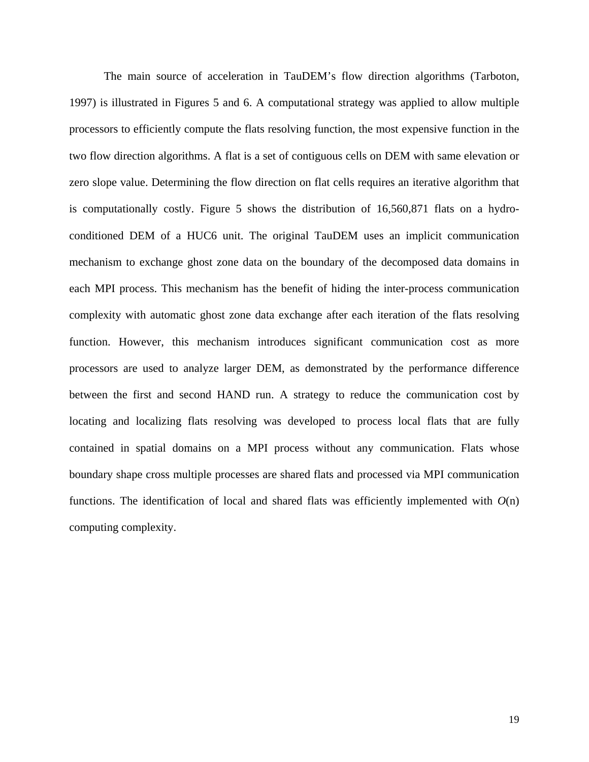The main source of acceleration in TauDEM's flow direction algorithms (Tarboton, 1997) is illustrated in Figures 5 and 6. A computational strategy was applied to allow multiple processors to efficiently compute the flats resolving function, the most expensive function in the two flow direction algorithms. A flat is a set of contiguous cells on DEM with same elevation or zero slope value. Determining the flow direction on flat cells requires an iterative algorithm that is computationally costly. Figure 5 shows the distribution of 16,560,871 flats on a hydro-conditioned DEM of a HUC6 unit. The original TauDEM uses an implicit communication mechanism to exchange ghost zone data on the boundary of the decomposed data domains in each MPI process. This mechanism has the benefit of hiding the inter-process communication complexity with automatic ghost zone data exchange after each iteration of the flats resolving function. However, this mechanism introduces significant communication cost as more processors are used to analyze larger DEM, as demonstrated by the performance difference between the first and second HAND run. A strategy to reduce the communication cost by locating and localizing flats resolving was developed to process local flats that are fully contained in spatial domains on a MPI process without any communication. Flats whose boundary shape cross multiple processes are shared flats and processed via MPI communication functions. The identification of local and shared flats was efficiently implemented with $O(n)$ computing complexity.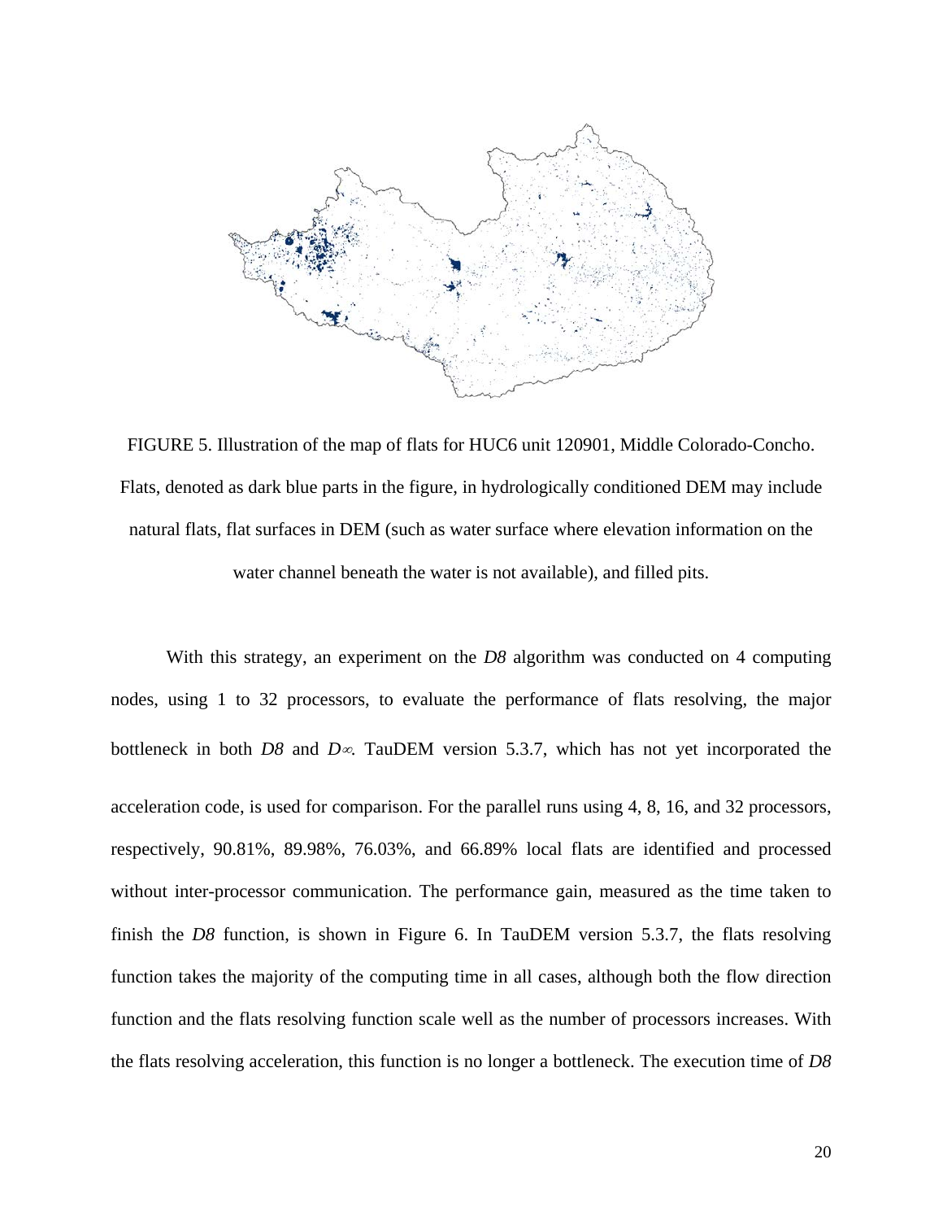FIGURE 5. Illustration of the map of flats for HUC6 unit 120901, Middle Colorado-Concho. Flats, denoted as dark blue parts in the figure, in hydrologically conditioned DEM may include natural flats, flat surfaces in DEM (such as water surface where elevation information on the water channel beneath the water is not available), and filled pits.

With this strategy, an experiment on the *D8* algorithm was conducted on 4 computing nodes, using 1 to 32 processors, to evaluate the performance of flats resolving, the major bottleneck in both *D8* and *D∞*. TauDEM version 5.3.7, which has not yet incorporated the acceleration code, is used for comparison. For the parallel runs using 4, 8, 16, and 32 processors, respectively, 90.81%, 89.98%, 76.03%, and 66.89% local flats are identified and processed without inter-processor communication. The performance gain, measured as the time taken to finish the *D8* function, is shown in Figure 6. In TauDEM version 5.3.7, the flats resolving function takes the majority of the computing time in all cases, although both the flow direction function and the flats resolving function scale well as the number of processors increases. With the flats resolving acceleration, this function is no longer a bottleneck. The execution time of *D8*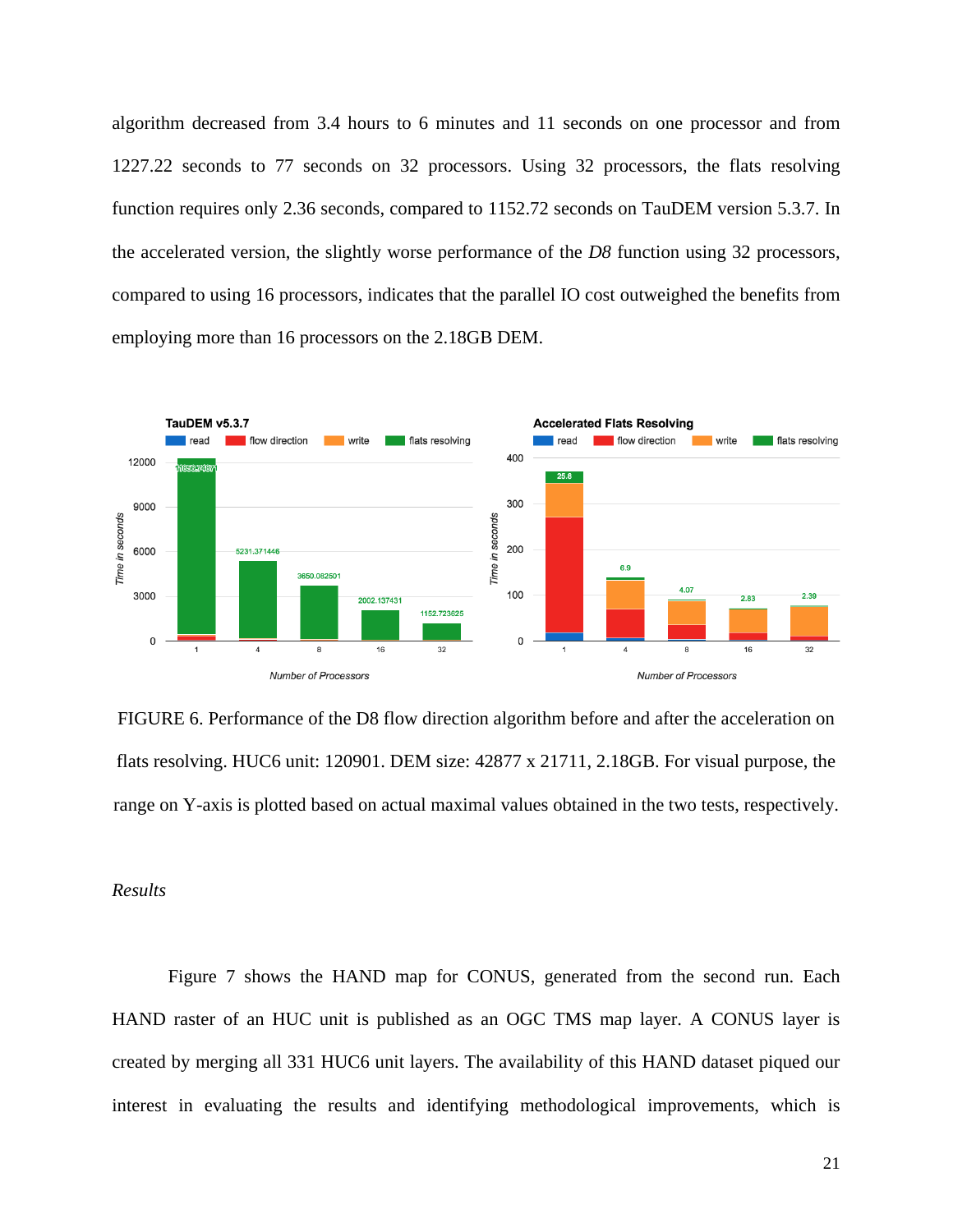algorithm decreased from 3.4 hours to 6 minutes and 11 seconds on one processor and from 1227.22 seconds to 77 seconds on 32 processors. Using 32 processors, the flats resolving function requires only 2.36 seconds, compared to 1152.72 seconds on TauDEM version 5.3.7. In the accelerated version, the slightly worse performance of the *D8* function using 32 processors, compared to using 16 processors, indicates that the parallel IO cost outweighed the benefits from employing more than 16 processors on the 2.18GB DEM.

FIGURE 6. Performance of the D8 flow direction algorithm before and after the acceleration on flats resolving. HUC6 unit: 120901. DEM size: 42877 x 21711, 2.18GB. For visual purpose, the range on Y-axis is plotted based on actual maximal values obtained in the two tests, respectively.

*Results*

Figure 7 shows the HAND map for CONUS, generated from the second run. Each HAND raster of an HUC unit is published as an OGC TMS map layer. A CONUS layer is created by merging all 331 HUC6 unit layers. The availability of this HAND dataset piqued our interest in evaluating the results and identifying methodological improvements, which is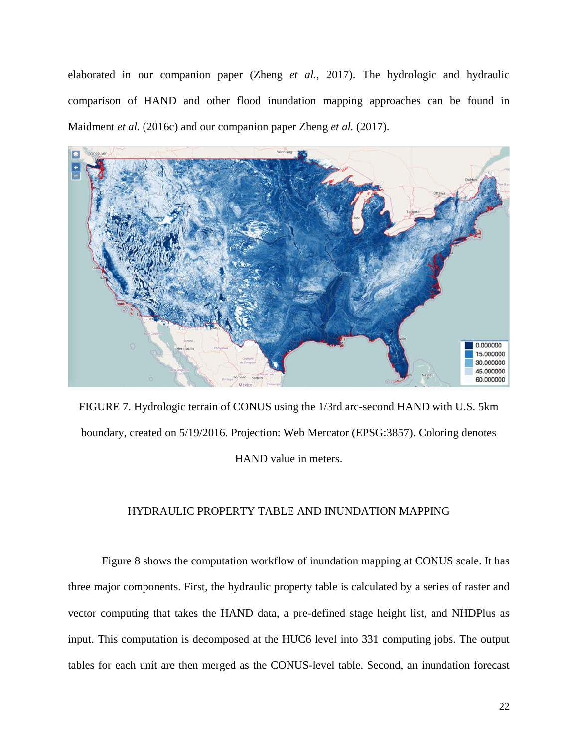elaborated in our companion paper (Zheng *et al.*, 2017). The hydrologic and hydraulic comparison of HAND and other flood inundation mapping approaches can be found in Maidment *et al.* (2016c) and our companion paper Zheng *et al.* (2017).

FIGURE 7. Hydrologic terrain of CONUS using the 1/3rd arc-second HAND with U.S. 5km boundary, created on 5/19/2016. Projection: Web Mercator (EPSG:3857). Coloring denotes HAND value in meters.

## HYDRAULIC PROPERTY TABLE AND INUNDATION MAPPING

Figure 8 shows the computation workflow of inundation mapping at CONUS scale. It has three major components. First, the hydraulic property table is calculated by a series of raster and vector computing that takes the HAND data, a pre-defined stage height list, and NHDPlus as input. This computation is decomposed at the HUC6 level into 331 computing jobs. The output tables for each unit are then merged as the CONUS-level table. Second, an inundation forecast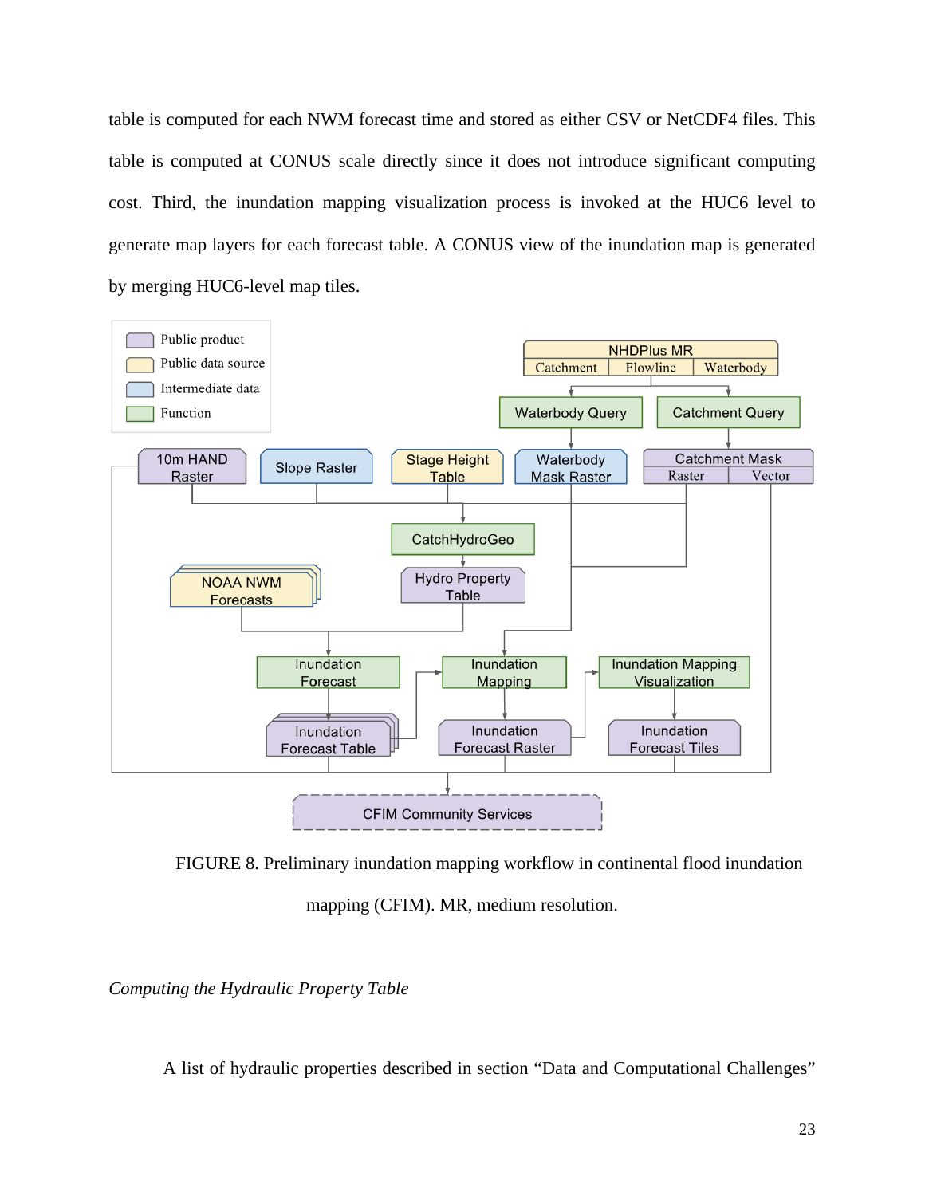table is computed for each NWM forecast time and stored as either CSV or NetCDF4 files. This table is computed at CONUS scale directly since it does not introduce significant computing cost. Third, the inundation mapping visualization process is invoked at the HUC6 level to generate map layers for each forecast table. A CONUS view of the inundation map is generated by merging HUC6-level map tiles.

FIGURE 8. Preliminary inundation mapping workflow in continental flood inundation mapping (CFIM). MR, medium resolution.

*Computing the Hydraulic Property Table*

A list of hydraulic properties described in section "Data and Computational Challenges"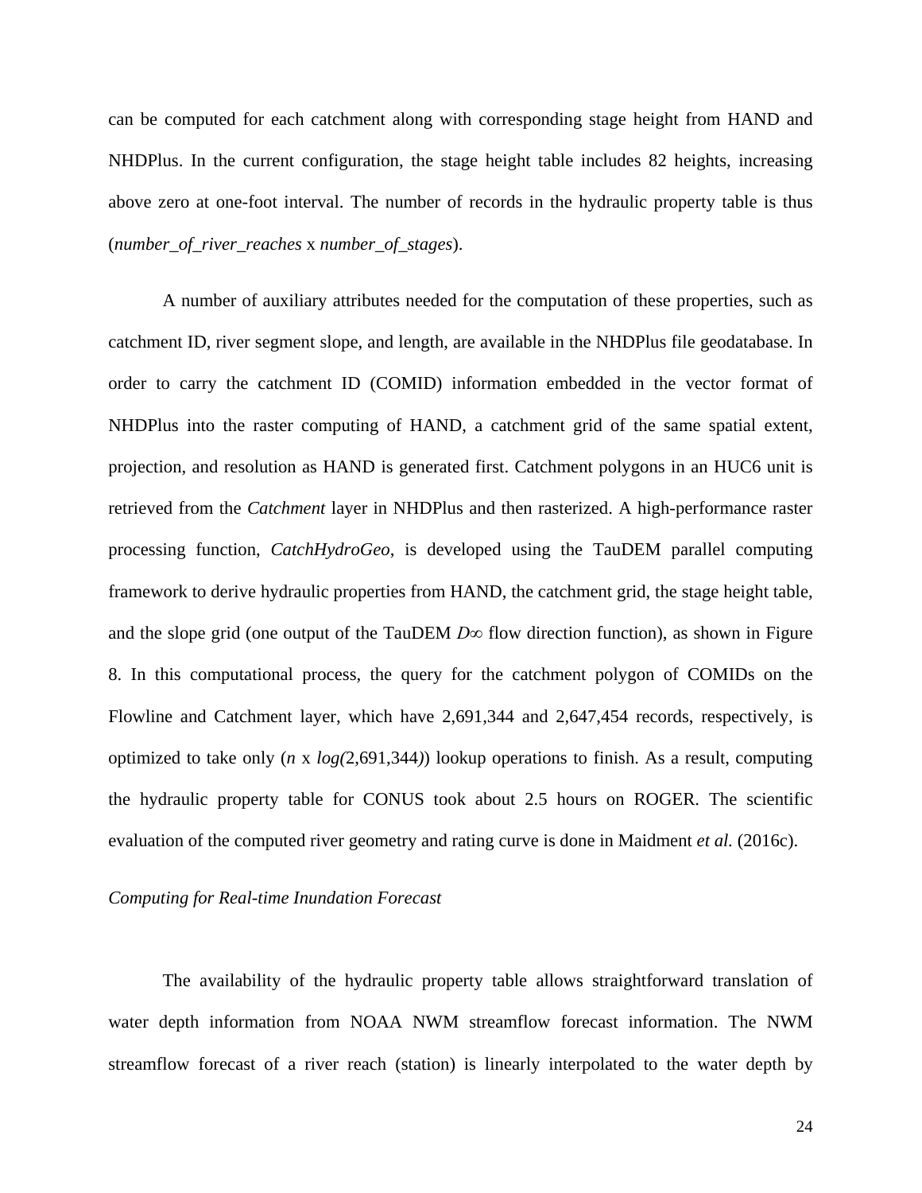can be computed for each catchment along with corresponding stage height from HAND and NHDPlus. In the current configuration, the stage height table includes 82 heights, increasing above zero at one-foot interval. The number of records in the hydraulic property table is thus (*number_of_river_reaches* x *number_of_stages*).

A number of auxiliary attributes needed for the computation of these properties, such as catchment ID, river segment slope, and length, are available in the NHDPlus file geodatabase. In order to carry the catchment ID (COMID) information embedded in the vector format of NHDPlus into the raster computing of HAND, a catchment grid of the same spatial extent, projection, and resolution as HAND is generated first. Catchment polygons in an HUC6 unit is retrieved from the *Catchment* layer in NHDPlus and then rasterized. A high-performance raster processing function, *CatchHydroGeo*, is developed using the TauDEM parallel computing framework to derive hydraulic properties from HAND, the catchment grid, the stage height table, and the slope grid (one output of the TauDEM $D\infty$ flow direction function), as shown in Figure 8. In this computational process, the query for the catchment polygon of COMIDs on the Flowline and Catchment layer, which have 2,691,344 and 2,647,454 records, respectively, is optimized to take only ($n \times \log(2{,}691{,}344)$) lookup operations to finish. As a result, computing the hydraulic property table for CONUS took about 2.5 hours on ROGER. The scientific evaluation of the computed river geometry and rating curve is done in Maidment *et al.* (2016c).

*Computing for Real-time Inundation Forecast*

The availability of the hydraulic property table allows straightforward translation of water depth information from NOAA NWM streamflow forecast information. The NWM streamflow forecast of a river reach (station) is linearly interpolated to the water depth by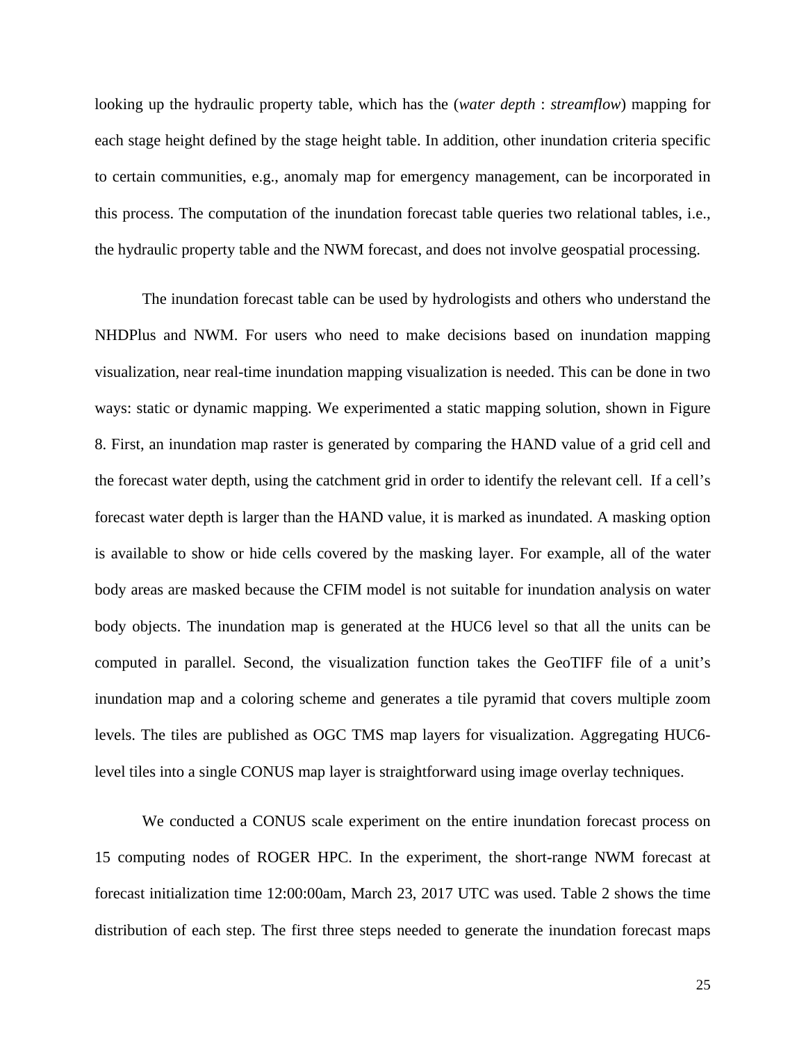looking up the hydraulic property table, which has the (*water depth* : *streamflow*) mapping for each stage height defined by the stage height table. In addition, other inundation criteria specific to certain communities, e.g., anomaly map for emergency management, can be incorporated in this process. The computation of the inundation forecast table queries two relational tables, i.e., the hydraulic property table and the NWM forecast, and does not involve geospatial processing.

The inundation forecast table can be used by hydrologists and others who understand the NHDPlus and NWM. For users who need to make decisions based on inundation mapping visualization, near real-time inundation mapping visualization is needed. This can be done in two ways: static or dynamic mapping. We experimented a static mapping solution, shown in Figure 8. First, an inundation map raster is generated by comparing the HAND value of a grid cell and the forecast water depth, using the catchment grid in order to identify the relevant cell. If a cell's forecast water depth is larger than the HAND value, it is marked as inundated. A masking option is available to show or hide cells covered by the masking layer. For example, all of the water body areas are masked because the CFIM model is not suitable for inundation analysis on water body objects. The inundation map is generated at the HUC6 level so that all the units can be computed in parallel. Second, the visualization function takes the GeoTIFF file of a unit's inundation map and a coloring scheme and generates a tile pyramid that covers multiple zoom levels. The tiles are published as OGC TMS map layers for visualization. Aggregating HUC6-level tiles into a single CONUS map layer is straightforward using image overlay techniques.

We conducted a CONUS scale experiment on the entire inundation forecast process on 15 computing nodes of ROGER HPC. In the experiment, the short-range NWM forecast at forecast initialization time 12:00:00am, March 23, 2017 UTC was used. Table 2 shows the time distribution of each step. The first three steps needed to generate the inundation forecast maps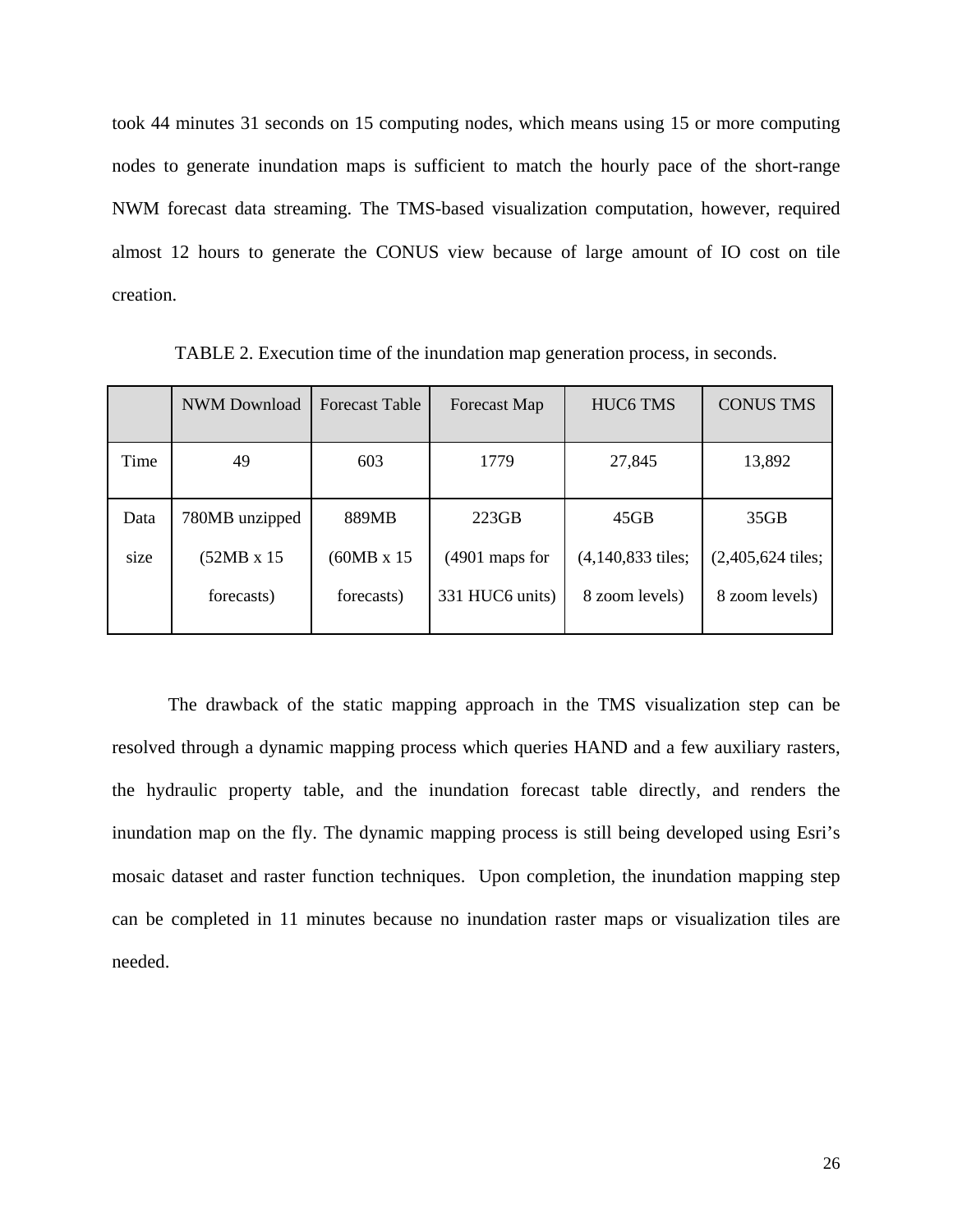took 44 minutes 31 seconds on 15 computing nodes, which means using 15 or more computing nodes to generate inundation maps is sufficient to match the hourly pace of the short-range NWM forecast data streaming. The TMS-based visualization computation, however, required almost 12 hours to generate the CONUS view because of large amount of IO cost on tile creation.

TABLE 2. Execution time of the inundation map generation process, in seconds.

| | NWM Download | Forecast Table | Forecast Map | HUC6 TMS | CONUS TMS |
|---|---|---|---|---|---|
| Time | 49 | 603 | 1779 | 27,845 | 13,892 |
| Data size | 780MB unzipped (52MB x 15 forecasts) | 889MB (60MB x 15 forecasts) | 223GB (4901 maps for 331 HUC6 units) | 45GB (4,140,833 tiles; 8 zoom levels) | 35GB (2,405,624 tiles; 8 zoom levels) |

The drawback of the static mapping approach in the TMS visualization step can be resolved through a dynamic mapping process which queries HAND and a few auxiliary rasters, the hydraulic property table, and the inundation forecast table directly, and renders the inundation map on the fly. The dynamic mapping process is still being developed using Esri's mosaic dataset and raster function techniques. Upon completion, the inundation mapping step can be completed in 11 minutes because no inundation raster maps or visualization tiles are needed.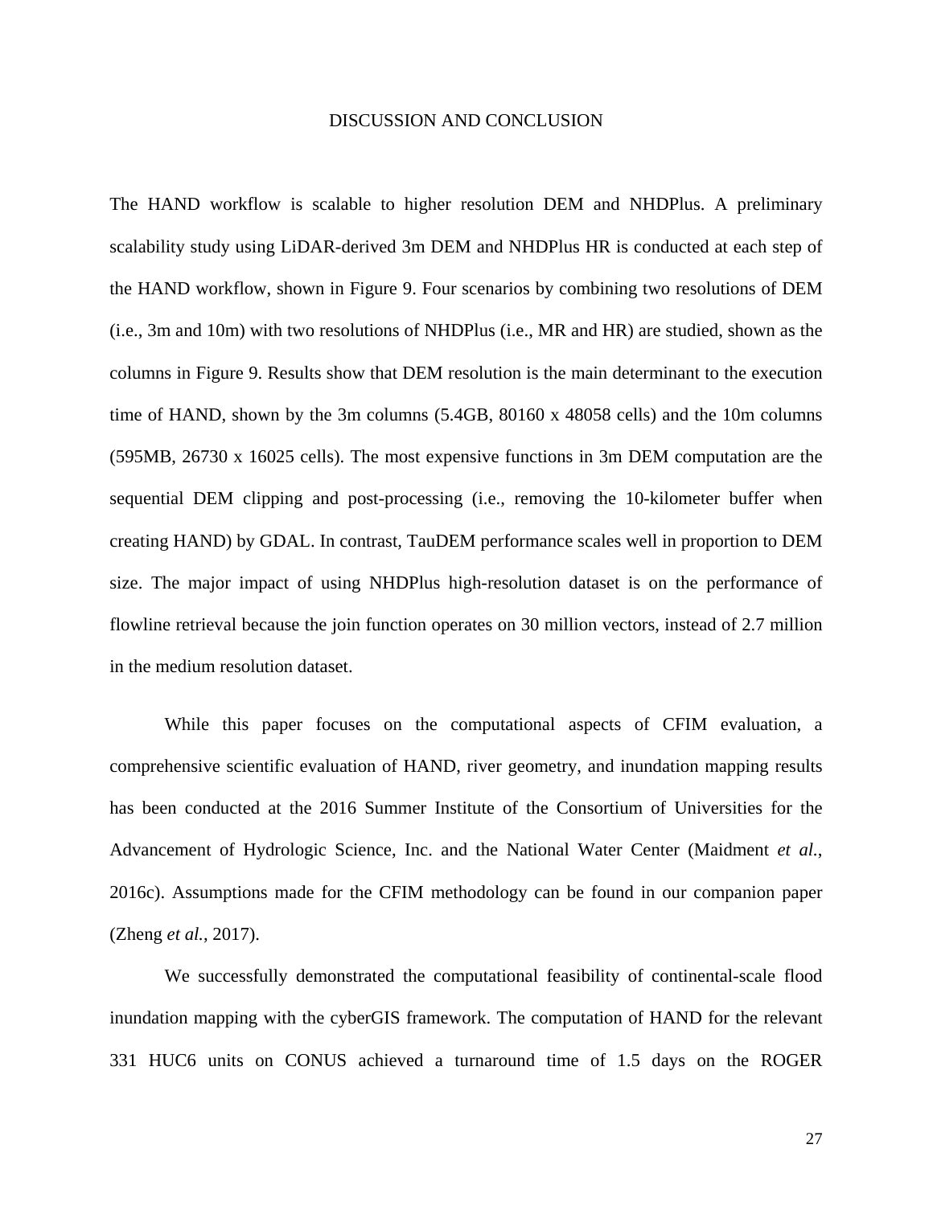## DISCUSSION AND CONCLUSION

The HAND workflow is scalable to higher resolution DEM and NHDPlus. A preliminary scalability study using LiDAR-derived 3m DEM and NHDPlus HR is conducted at each step of the HAND workflow, shown in Figure 9. Four scenarios by combining two resolutions of DEM (i.e., 3m and 10m) with two resolutions of NHDPlus (i.e., MR and HR) are studied, shown as the columns in Figure 9. Results show that DEM resolution is the main determinant to the execution time of HAND, shown by the 3m columns (5.4GB, 80160 x 48058 cells) and the 10m columns (595MB, 26730 x 16025 cells). The most expensive functions in 3m DEM computation are the sequential DEM clipping and post-processing (i.e., removing the 10-kilometer buffer when creating HAND) by GDAL. In contrast, TauDEM performance scales well in proportion to DEM size. The major impact of using NHDPlus high-resolution dataset is on the performance of flowline retrieval because the join function operates on 30 million vectors, instead of 2.7 million in the medium resolution dataset.

While this paper focuses on the computational aspects of CFIM evaluation, a comprehensive scientific evaluation of HAND, river geometry, and inundation mapping results has been conducted at the 2016 Summer Institute of the Consortium of Universities for the Advancement of Hydrologic Science, Inc. and the National Water Center (Maidment *et al.*, 2016c). Assumptions made for the CFIM methodology can be found in our companion paper (Zheng *et al.*, 2017).

We successfully demonstrated the computational feasibility of continental-scale flood inundation mapping with the cyberGIS framework. The computation of HAND for the relevant 331 HUC6 units on CONUS achieved a turnaround time of 1.5 days on the ROGER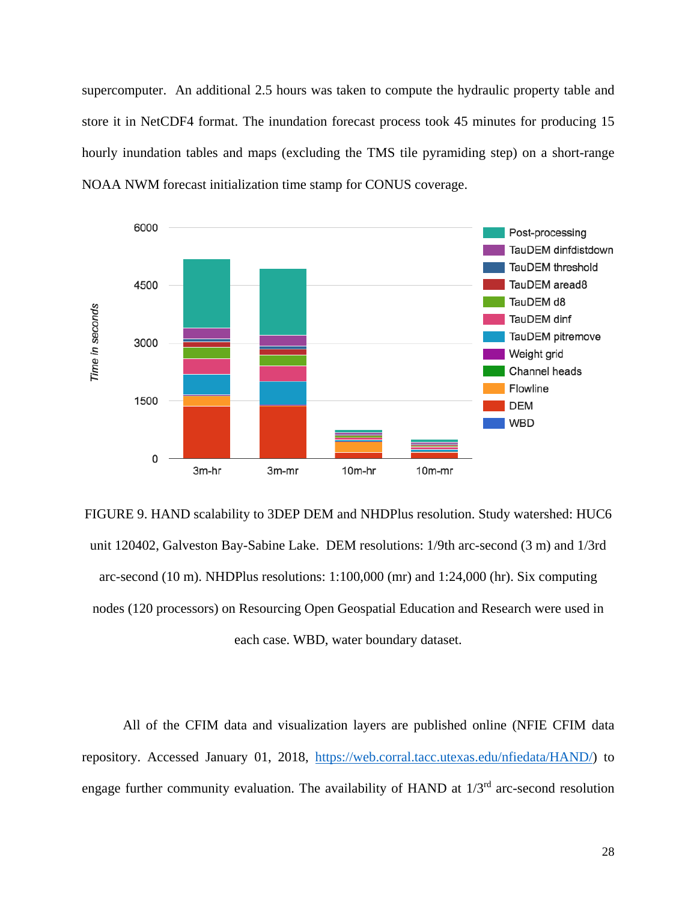supercomputer. An additional 2.5 hours was taken to compute the hydraulic property table and store it in NetCDF4 format. The inundation forecast process took 45 minutes for producing 15 hourly inundation tables and maps (excluding the TMS tile pyramiding step) on a short-range NOAA NWM forecast initialization time stamp for CONUS coverage.

FIGURE 9. HAND scalability to 3DEP DEM and NHDPlus resolution. Study watershed: HUC6 unit 120402, Galveston Bay-Sabine Lake. DEM resolutions: 1/9th arc-second (3 m) and 1/3rd arc-second (10 m). NHDPlus resolutions: 1:100,000 (mr) and 1:24,000 (hr). Six computing nodes (120 processors) on Resourcing Open Geospatial Education and Research were used in each case. WBD, water boundary dataset.

All of the CFIM data and visualization layers are published online (NFIE CFIM data repository. Accessed January 01, 2018, https://web.corral.tacc.utexas.edu/nfiedata/HAND/) to engage further community evaluation. The availability of HAND at 1/3rd arc-second resolution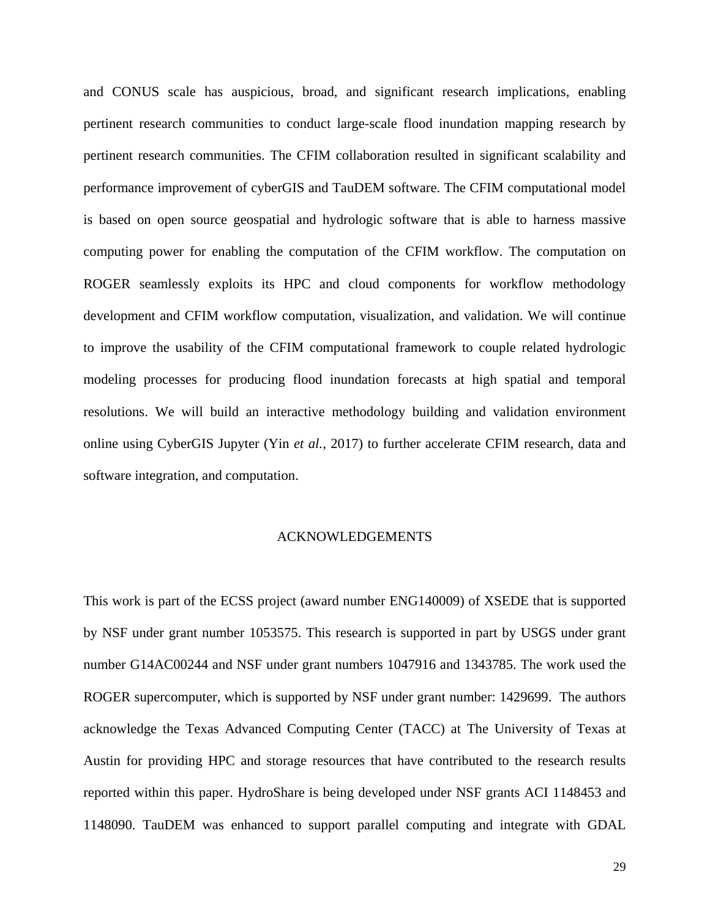and CONUS scale has auspicious, broad, and significant research implications, enabling pertinent research communities to conduct large-scale flood inundation mapping research by pertinent research communities. The CFIM collaboration resulted in significant scalability and performance improvement of cyberGIS and TauDEM software. The CFIM computational model is based on open source geospatial and hydrologic software that is able to harness massive computing power for enabling the computation of the CFIM workflow. The computation on ROGER seamlessly exploits its HPC and cloud components for workflow methodology development and CFIM workflow computation, visualization, and validation. We will continue to improve the usability of the CFIM computational framework to couple related hydrologic modeling processes for producing flood inundation forecasts at high spatial and temporal resolutions. We will build an interactive methodology building and validation environment online using CyberGIS Jupyter (Yin *et al.*, 2017) to further accelerate CFIM research, data and software integration, and computation.

## ACKNOWLEDGEMENTS

This work is part of the ECSS project (award number ENG140009) of XSEDE that is supported by NSF under grant number 1053575. This research is supported in part by USGS under grant number G14AC00244 and NSF under grant numbers 1047916 and 1343785. The work used the ROGER supercomputer, which is supported by NSF under grant number: 1429699. The authors acknowledge the Texas Advanced Computing Center (TACC) at The University of Texas at Austin for providing HPC and storage resources that have contributed to the research results reported within this paper. HydroShare is being developed under NSF grants ACI 1148453 and 1148090. TauDEM was enhanced to support parallel computing and integrate with GDAL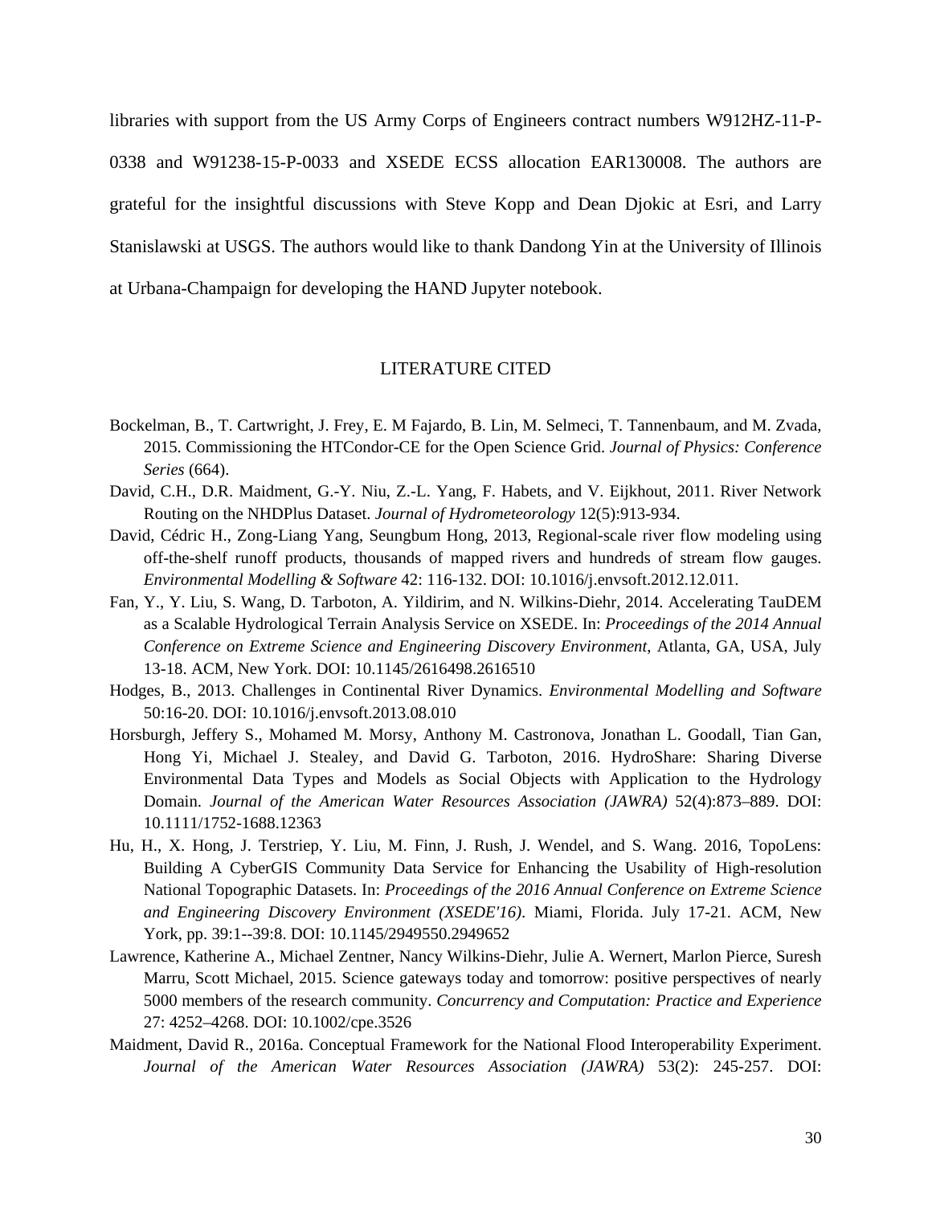libraries with support from the US Army Corps of Engineers contract numbers W912HZ-11-P-0338 and W91238-15-P-0033 and XSEDE ECSS allocation EAR130008. The authors are grateful for the insightful discussions with Steve Kopp and Dean Djokic at Esri, and Larry Stanislawski at USGS. The authors would like to thank Dandong Yin at the University of Illinois at Urbana-Champaign for developing the HAND Jupyter notebook.

## LITERATURE CITED

Bockelman, B., T. Cartwright, J. Frey, E. M Fajardo, B. Lin, M. Selmeci, T. Tannenbaum, and M. Zvada, 2015. Commissioning the HTCondor-CE for the Open Science Grid. *Journal of Physics: Conference Series* (664).

David, C.H., D.R. Maidment, G.-Y. Niu, Z.-L. Yang, F. Habets, and V. Eijkhout, 2011. River Network Routing on the NHDPlus Dataset. *Journal of Hydrometeorology* 12(5):913-934.

David, Cédric H., Zong-Liang Yang, Seungbum Hong, 2013, Regional-scale river flow modeling using off-the-shelf runoff products, thousands of mapped rivers and hundreds of stream flow gauges. *Environmental Modelling & Software* 42: 116-132. DOI: 10.1016/j.envsoft.2012.12.011.

Fan, Y., Y. Liu, S. Wang, D. Tarboton, A. Yildirim, and N. Wilkins-Diehr, 2014. Accelerating TauDEM as a Scalable Hydrological Terrain Analysis Service on XSEDE. In: *Proceedings of the 2014 Annual Conference on Extreme Science and Engineering Discovery Environment*, Atlanta, GA, USA, July 13-18. ACM, New York. DOI: 10.1145/2616498.2616510

Hodges, B., 2013. Challenges in Continental River Dynamics. *Environmental Modelling and Software* 50:16-20. DOI: 10.1016/j.envsoft.2013.08.010

Horsburgh, Jeffery S., Mohamed M. Morsy, Anthony M. Castronova, Jonathan L. Goodall, Tian Gan, Hong Yi, Michael J. Stealey, and David G. Tarboton, 2016. HydroShare: Sharing Diverse Environmental Data Types and Models as Social Objects with Application to the Hydrology Domain. *Journal of the American Water Resources Association (JAWRA)* 52(4):873–889. DOI: 10.1111/1752-1688.12363

Hu, H., X. Hong, J. Terstriep, Y. Liu, M. Finn, J. Rush, J. Wendel, and S. Wang. 2016, TopoLens: Building A CyberGIS Community Data Service for Enhancing the Usability of High-resolution National Topographic Datasets. In: *Proceedings of the 2016 Annual Conference on Extreme Science and Engineering Discovery Environment (XSEDE'16)*. Miami, Florida. July 17-21. ACM, New York, pp. 39:1--39:8. DOI: 10.1145/2949550.2949652

Lawrence, Katherine A., Michael Zentner, Nancy Wilkins-Diehr, Julie A. Wernert, Marlon Pierce, Suresh Marru, Scott Michael, 2015. Science gateways today and tomorrow: positive perspectives of nearly 5000 members of the research community. *Concurrency and Computation: Practice and Experience* 27: 4252–4268. DOI: 10.1002/cpe.3526

Maidment, David R., 2016a. Conceptual Framework for the National Flood Interoperability Experiment. *Journal of the American Water Resources Association (JAWRA)* 53(2): 245-257. DOI: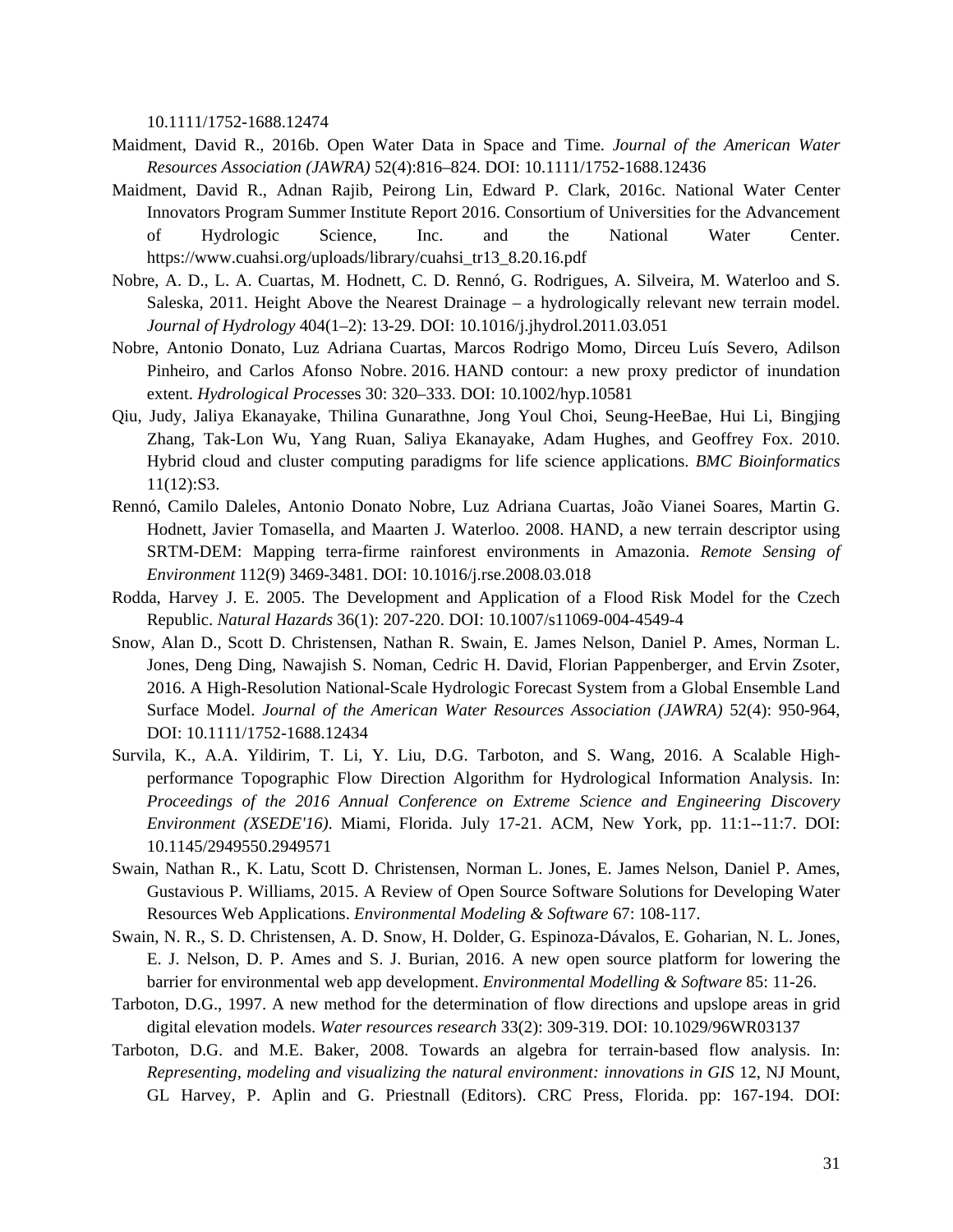10.1111/1752-1688.12474

Maidment, David R., 2016b. Open Water Data in Space and Time. *Journal of the American Water Resources Association (JAWRA)* 52(4):816–824. DOI: 10.1111/1752-1688.12436

Maidment, David R., Adnan Rajib, Peirong Lin, Edward P. Clark, 2016c. National Water Center Innovators Program Summer Institute Report 2016. Consortium of Universities for the Advancement of Hydrologic Science, Inc. and the National Water Center. https://www.cuahsi.org/uploads/library/cuahsi_tr13_8.20.16.pdf

Nobre, A. D., L. A. Cuartas, M. Hodnett, C. D. Rennó, G. Rodrigues, A. Silveira, M. Waterloo and S. Saleska, 2011. Height Above the Nearest Drainage – a hydrologically relevant new terrain model. *Journal of Hydrology* 404(1–2): 13-29. DOI: 10.1016/j.jhydrol.2011.03.051

Nobre, Antonio Donato, Luz Adriana Cuartas, Marcos Rodrigo Momo, Dirceu Luís Severo, Adilson Pinheiro, and Carlos Afonso Nobre. 2016. HAND contour: a new proxy predictor of inundation extent. *Hydrological Processes* 30: 320–333. DOI: 10.1002/hyp.10581

Qiu, Judy, Jaliya Ekanayake, Thilina Gunarathne, Jong Youl Choi, Seung-HeeBae, Hui Li, Bingjing Zhang, Tak-Lon Wu, Yang Ruan, Saliya Ekanayake, Adam Hughes, and Geoffrey Fox. 2010. Hybrid cloud and cluster computing paradigms for life science applications. *BMC Bioinformatics* 11(12):S3.

Rennó, Camilo Daleles, Antonio Donato Nobre, Luz Adriana Cuartas, João Vianei Soares, Martin G. Hodnett, Javier Tomasella, and Maarten J. Waterloo. 2008. HAND, a new terrain descriptor using SRTM-DEM: Mapping terra-firme rainforest environments in Amazonia. *Remote Sensing of Environment* 112(9) 3469-3481. DOI: 10.1016/j.rse.2008.03.018

Rodda, Harvey J. E. 2005. The Development and Application of a Flood Risk Model for the Czech Republic. *Natural Hazards* 36(1): 207-220. DOI: 10.1007/s11069-004-4549-4

Snow, Alan D., Scott D. Christensen, Nathan R. Swain, E. James Nelson, Daniel P. Ames, Norman L. Jones, Deng Ding, Nawajish S. Noman, Cedric H. David, Florian Pappenberger, and Ervin Zsoter, 2016. A High-Resolution National-Scale Hydrologic Forecast System from a Global Ensemble Land Surface Model. *Journal of the American Water Resources Association (JAWRA)* 52(4): 950-964, DOI: 10.1111/1752-1688.12434

Survila, K., A.A. Yildirim, T. Li, Y. Liu, D.G. Tarboton, and S. Wang, 2016. A Scalable High-performance Topographic Flow Direction Algorithm for Hydrological Information Analysis. In: *Proceedings of the 2016 Annual Conference on Extreme Science and Engineering Discovery Environment (XSEDE'16)*. Miami, Florida. July 17-21. ACM, New York, pp. 11:1--11:7. DOI: 10.1145/2949550.2949571

Swain, Nathan R., K. Latu, Scott D. Christensen, Norman L. Jones, E. James Nelson, Daniel P. Ames, Gustavious P. Williams, 2015. A Review of Open Source Software Solutions for Developing Water Resources Web Applications. *Environmental Modeling & Software* 67: 108-117.

Swain, N. R., S. D. Christensen, A. D. Snow, H. Dolder, G. Espinoza-Dávalos, E. Goharian, N. L. Jones, E. J. Nelson, D. P. Ames and S. J. Burian, 2016. A new open source platform for lowering the barrier for environmental web app development. *Environmental Modelling & Software* 85: 11-26.

Tarboton, D.G., 1997. A new method for the determination of flow directions and upslope areas in grid digital elevation models. *Water resources research* 33(2): 309-319. DOI: 10.1029/96WR03137

Tarboton, D.G. and M.E. Baker, 2008. Towards an algebra for terrain-based flow analysis. In: *Representing, modeling and visualizing the natural environment: innovations in GIS* 12, NJ Mount, GL Harvey, P. Aplin and G. Priestnall (Editors). CRC Press, Florida. pp: 167-194. DOI: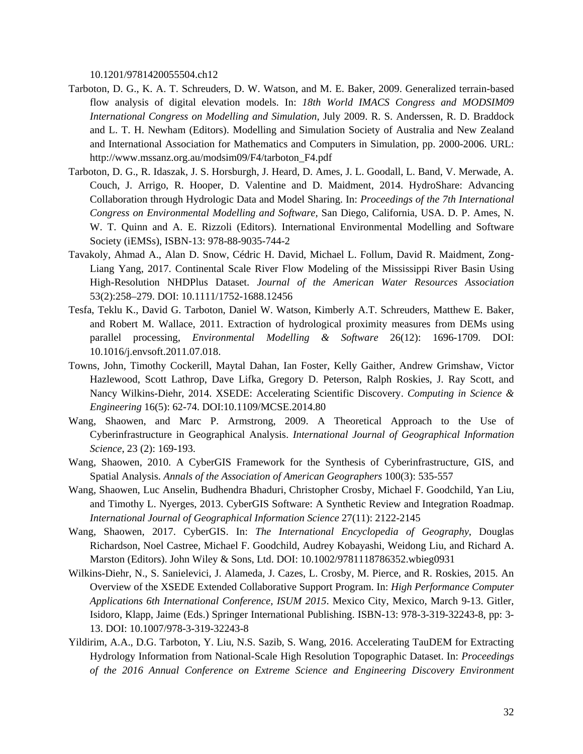10.1201/9781420055504.ch12

Tarboton, D. G., K. A. T. Schreuders, D. W. Watson, and M. E. Baker, 2009. Generalized terrain-based flow analysis of digital elevation models. In: *18th World IMACS Congress and MODSIM09 International Congress on Modelling and Simulation*, July 2009. R. S. Anderssen, R. D. Braddock and L. T. H. Newham (Editors). Modelling and Simulation Society of Australia and New Zealand and International Association for Mathematics and Computers in Simulation, pp. 2000-2006. URL: http://www.mssanz.org.au/modsim09/F4/tarboton_F4.pdf

Tarboton, D. G., R. Idaszak, J. S. Horsburgh, J. Heard, D. Ames, J. L. Goodall, L. Band, V. Merwade, A. Couch, J. Arrigo, R. Hooper, D. Valentine and D. Maidment, 2014. HydroShare: Advancing Collaboration through Hydrologic Data and Model Sharing. In: *Proceedings of the 7th International Congress on Environmental Modelling and Software*, San Diego, California, USA. D. P. Ames, N. W. T. Quinn and A. E. Rizzoli (Editors). International Environmental Modelling and Software Society (iEMSs), ISBN-13: 978-88-9035-744-2

Tavakoly, Ahmad A., Alan D. Snow, Cédric H. David, Michael L. Follum, David R. Maidment, Zong-Liang Yang, 2017. Continental Scale River Flow Modeling of the Mississippi River Basin Using High-Resolution NHDPlus Dataset. *Journal of the American Water Resources Association* 53(2):258–279. DOI: 10.1111/1752-1688.12456

Tesfa, Teklu K., David G. Tarboton, Daniel W. Watson, Kimberly A.T. Schreuders, Matthew E. Baker, and Robert M. Wallace, 2011. Extraction of hydrological proximity measures from DEMs using parallel processing, *Environmental Modelling & Software* 26(12): 1696-1709. DOI: 10.1016/j.envsoft.2011.07.018.

Towns, John, Timothy Cockerill, Maytal Dahan, Ian Foster, Kelly Gaither, Andrew Grimshaw, Victor Hazlewood, Scott Lathrop, Dave Lifka, Gregory D. Peterson, Ralph Roskies, J. Ray Scott, and Nancy Wilkins-Diehr, 2014. XSEDE: Accelerating Scientific Discovery. *Computing in Science & Engineering* 16(5): 62-74. DOI:10.1109/MCSE.2014.80

Wang, Shaowen, and Marc P. Armstrong, 2009. A Theoretical Approach to the Use of Cyberinfrastructure in Geographical Analysis. *International Journal of Geographical Information Science*, 23 (2): 169-193.

Wang, Shaowen, 2010. A CyberGIS Framework for the Synthesis of Cyberinfrastructure, GIS, and Spatial Analysis. *Annals of the Association of American Geographers* 100(3): 535-557

Wang, Shaowen, Luc Anselin, Budhendra Bhaduri, Christopher Crosby, Michael F. Goodchild, Yan Liu, and Timothy L. Nyerges, 2013. CyberGIS Software: A Synthetic Review and Integration Roadmap. *International Journal of Geographical Information Science* 27(11): 2122-2145

Wang, Shaowen, 2017. CyberGIS. In: *The International Encyclopedia of Geography*, Douglas Richardson, Noel Castree, Michael F. Goodchild, Audrey Kobayashi, Weidong Liu, and Richard A. Marston (Editors). John Wiley & Sons, Ltd. DOI: 10.1002/9781118786352.wbieg0931

Wilkins-Diehr, N., S. Sanielevici, J. Alameda, J. Cazes, L. Crosby, M. Pierce, and R. Roskies, 2015. An Overview of the XSEDE Extended Collaborative Support Program. In: *High Performance Computer Applications 6th International Conference, ISUM 2015*. Mexico City, Mexico, March 9-13. Gitler, Isidoro, Klapp, Jaime (Eds.) Springer International Publishing. ISBN-13: 978-3-319-32243-8, pp: 3-13. DOI: 10.1007/978-3-319-32243-8

Yildirim, A.A., D.G. Tarboton, Y. Liu, N.S. Sazib, S. Wang, 2016. Accelerating TauDEM for Extracting Hydrology Information from National-Scale High Resolution Topographic Dataset. In: *Proceedings of the 2016 Annual Conference on Extreme Science and Engineering Discovery Environment*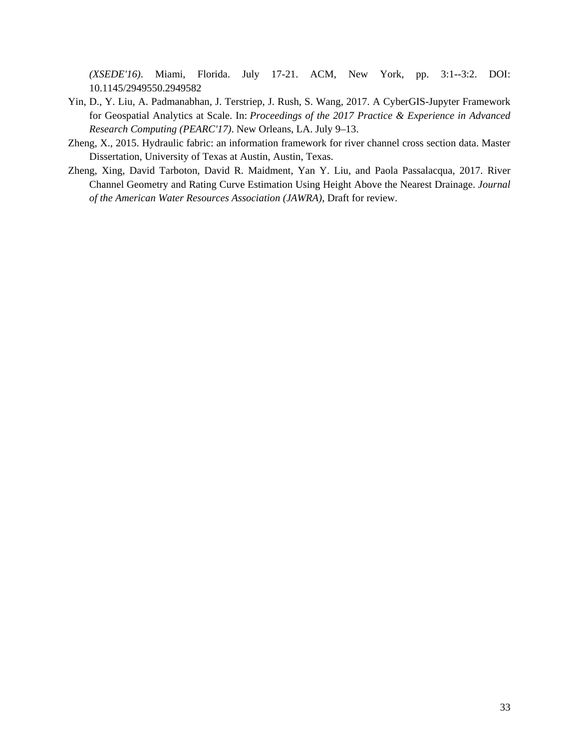*(XSEDE'16)*. Miami, Florida. July 17-21. ACM, New York, pp. 3:1--3:2. DOI: 10.1145/2949550.2949582

Yin, D., Y. Liu, A. Padmanabhan, J. Terstriep, J. Rush, S. Wang, 2017. A CyberGIS-Jupyter Framework for Geospatial Analytics at Scale. In: *Proceedings of the 2017 Practice & Experience in Advanced Research Computing (PEARC'17)*. New Orleans, LA. July 9–13.

Zheng, X., 2015. Hydraulic fabric: an information framework for river channel cross section data. Master Dissertation, University of Texas at Austin, Austin, Texas.

Zheng, Xing, David Tarboton, David R. Maidment, Yan Y. Liu, and Paola Passalacqua, 2017. River Channel Geometry and Rating Curve Estimation Using Height Above the Nearest Drainage. *Journal of the American Water Resources Association (JAWRA)*, Draft for review.